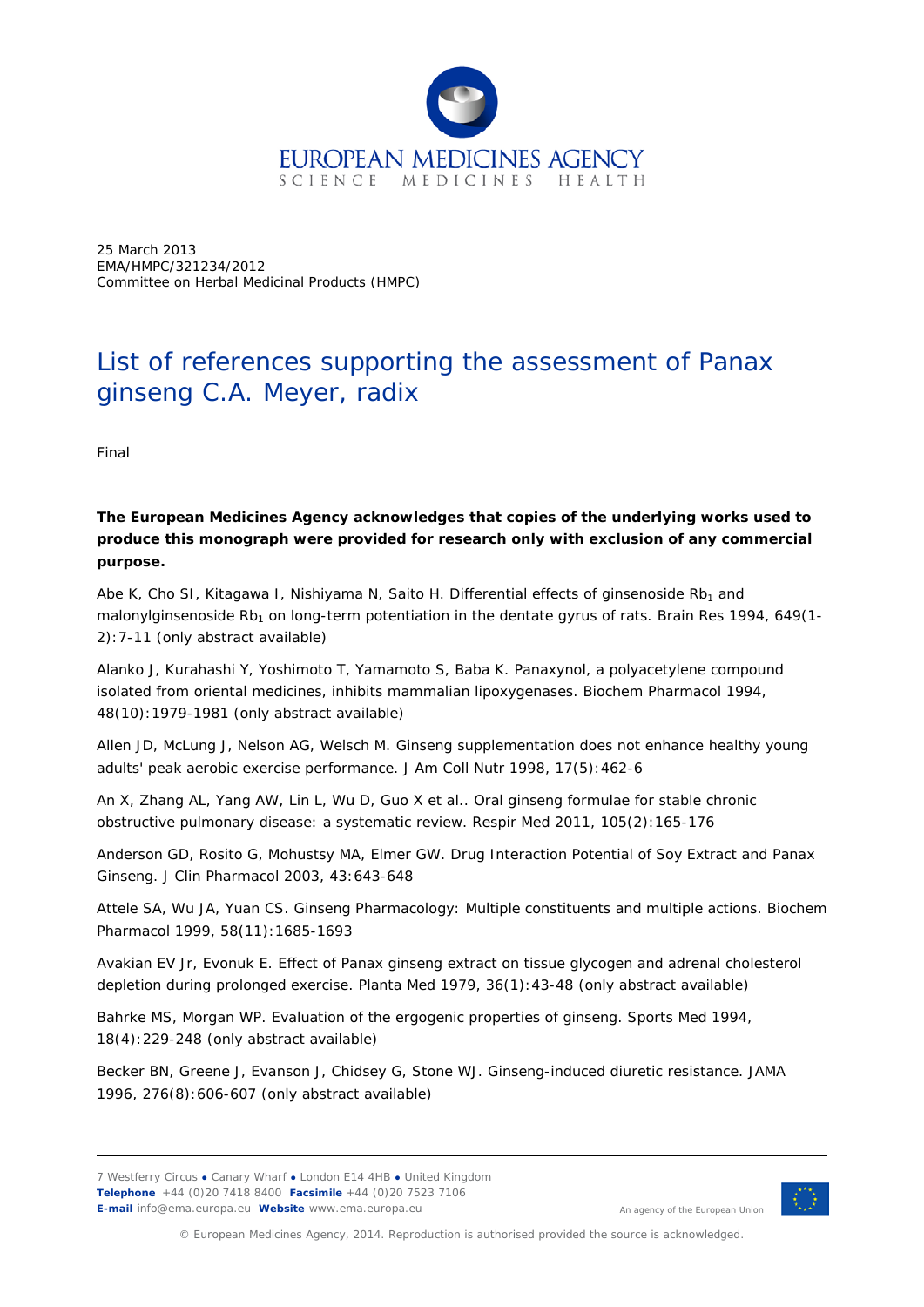EUROPEAN MEDICINES AGENCY
SCIENCE MEDICINES HEALTH

25 March 2013
EMA/HMPC/321234/2012
Committee on Herbal Medicinal Products (HMPC)

# List of references supporting the assessment of Panax ginseng C.A. Meyer, radix

Final

**The European Medicines Agency acknowledges that copies of the underlying works used to produce this monograph were provided for research only with exclusion of any commercial purpose.**

Abe K, Cho SI, Kitagawa I, Nishiyama N, Saito H. Differential effects of ginsenoside $Rb_1$ and malonylginsenoside $Rb_1$ on long-term potentiation in the dentate gyrus of rats. Brain Res 1994, 649(1-2):7-11 (only abstract available)

Alanko J, Kurahashi Y, Yoshimoto T, Yamamoto S, Baba K. Panaxynol, a polyacetylene compound isolated from oriental medicines, inhibits mammalian lipoxygenases. Biochem Pharmacol 1994, 48(10):1979-1981 (only abstract available)

Allen JD, McLung J, Nelson AG, Welsch M. Ginseng supplementation does not enhance healthy young adults' peak aerobic exercise performance. J Am Coll Nutr 1998, 17(5):462-6

An X, Zhang AL, Yang AW, Lin L, Wu D, Guo X et al.. Oral ginseng formulae for stable chronic obstructive pulmonary disease: a systematic review. Respir Med 2011, 105(2):165-176

Anderson GD, Rosito G, Mohustsy MA, Elmer GW. Drug Interaction Potential of Soy Extract and Panax Ginseng. J Clin Pharmacol 2003, 43:643-648

Attele SA, Wu JA, Yuan CS. Ginseng Pharmacology: Multiple constituents and multiple actions. Biochem Pharmacol 1999, 58(11):1685-1693

Avakian EV Jr, Evonuk E. Effect of Panax ginseng extract on tissue glycogen and adrenal cholesterol depletion during prolonged exercise. Planta Med 1979, 36(1):43-48 (only abstract available)

Bahrke MS, Morgan WP. Evaluation of the ergogenic properties of ginseng. Sports Med 1994, 18(4):229-248 (only abstract available)

Becker BN, Greene J, Evanson J, Chidsey G, Stone WJ. Ginseng-induced diuretic resistance. JAMA 1996, 276(8):606-607 (only abstract available)

7 Westferry Circus ● Canary Wharf ● London E14 4HB ● United Kingdom
**Telephone** +44 (0)20 7418 8400 **Facsimile** +44 (0)20 7523 7106
**E-mail** info@ema.europa.eu **Website** www.ema.europa.eu

An agency of the European Union

© European Medicines Agency, 2014. Reproduction is authorised provided the source is acknowledged.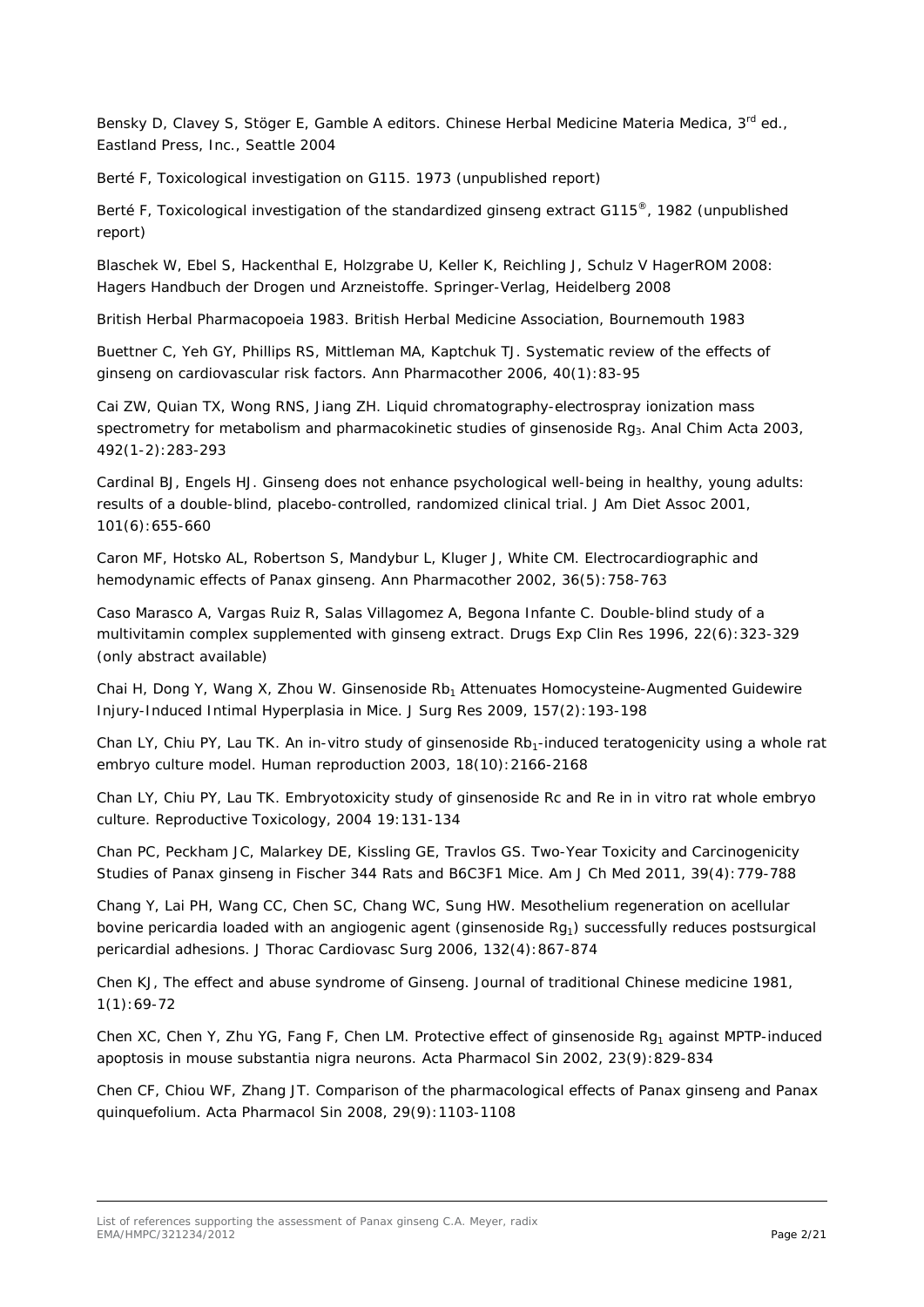Bensky D, Clavey S, Stöger E, Gamble A editors. Chinese Herbal Medicine Materia Medica, 3[rd] ed., Eastland Press, Inc., Seattle 2004

Berté F, Toxicological investigation on G115. 1973 (unpublished report)

Berté F, Toxicological investigation of the standardized ginseng extract G115®, 1982 (unpublished report)

Blaschek W, Ebel S, Hackenthal E, Holzgrabe U, Keller K, Reichling J, Schulz V HagerROM 2008: Hagers Handbuch der Drogen und Arzneistoffe. Springer-Verlag, Heidelberg 2008

British Herbal Pharmacopoeia 1983. British Herbal Medicine Association, Bournemouth 1983

Buettner C, Yeh GY, Phillips RS, Mittleman MA, Kaptchuk TJ. Systematic review of the effects of ginseng on cardiovascular risk factors. Ann Pharmacother 2006, 40(1):83-95

Cai ZW, Quian TX, Wong RNS, Jiang ZH. Liquid chromatography-electrospray ionization mass spectrometry for metabolism and pharmacokinetic studies of ginsenoside $Rg_3$. Anal Chim Acta 2003, 492(1-2):283-293

Cardinal BJ, Engels HJ. Ginseng does not enhance psychological well-being in healthy, young adults: results of a double-blind, placebo-controlled, randomized clinical trial. J Am Diet Assoc 2001, 101(6):655-660

Caron MF, Hotsko AL, Robertson S, Mandybur L, Kluger J, White CM. Electrocardiographic and hemodynamic effects of Panax ginseng. Ann Pharmacother 2002, 36(5):758-763

Caso Marasco A, Vargas Ruiz R, Salas Villagomez A, Begona Infante C. Double-blind study of a multivitamin complex supplemented with ginseng extract. Drugs Exp Clin Res 1996, 22(6):323-329 (only abstract available)

Chai H, Dong Y, Wang X, Zhou W. Ginsenoside $Rb_1$ Attenuates Homocysteine-Augmented Guidewire Injury-Induced Intimal Hyperplasia in Mice. J Surg Res 2009, 157(2):193-198

Chan LY, Chiu PY, Lau TK. An in-vitro study of ginsenoside $Rb_1$-induced teratogenicity using a whole rat embryo culture model. Human reproduction 2003, 18(10):2166-2168

Chan LY, Chiu PY, Lau TK. Embryotoxicity study of ginsenoside Rc and Re in in vitro rat whole embryo culture. Reproductive Toxicology, 2004 19:131-134

Chan PC, Peckham JC, Malarkey DE, Kissling GE, Travlos GS. Two-Year Toxicity and Carcinogenicity Studies of Panax ginseng in Fischer 344 Rats and B6C3F1 Mice. Am J Ch Med 2011, 39(4):779-788

Chang Y, Lai PH, Wang CC, Chen SC, Chang WC, Sung HW. Mesothelium regeneration on acellular bovine pericardia loaded with an angiogenic agent (ginsenoside $Rg_1$) successfully reduces postsurgical pericardial adhesions. J Thorac Cardiovasc Surg 2006, 132(4):867-874

Chen KJ, The effect and abuse syndrome of Ginseng. Journal of traditional Chinese medicine 1981, 1(1):69-72

Chen XC, Chen Y, Zhu YG, Fang F, Chen LM. Protective effect of ginsenoside $Rg_1$ against MPTP-induced apoptosis in mouse substantia nigra neurons. Acta Pharmacol Sin 2002, 23(9):829-834

Chen CF, Chiou WF, Zhang JT. Comparison of the pharmacological effects of Panax ginseng and Panax quinquefolium. Acta Pharmacol Sin 2008, 29(9):1103-1108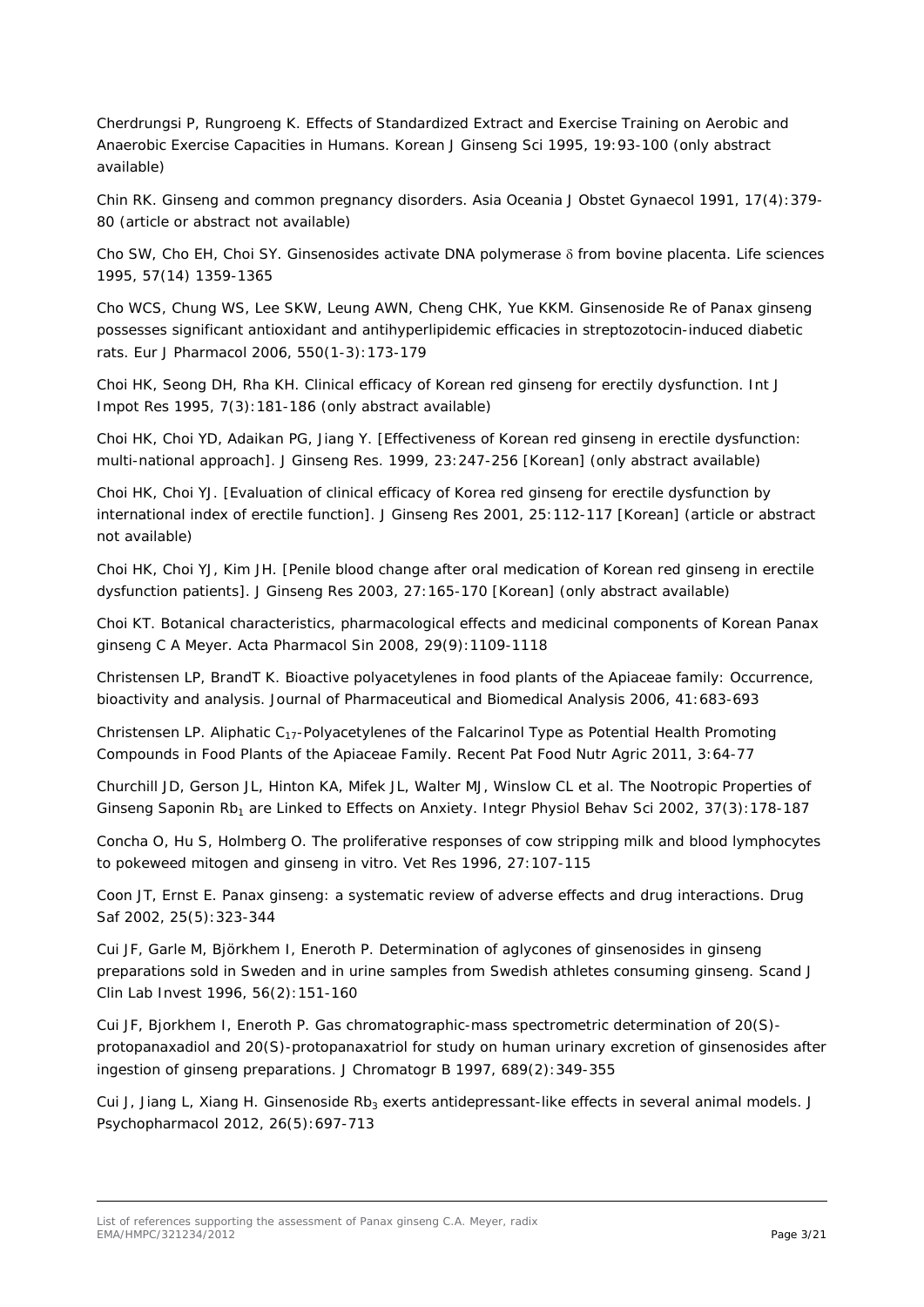Cherdrungsi P, Rungroeng K. Effects of Standardized Extract and Exercise Training on Aerobic and Anaerobic Exercise Capacities in Humans. Korean J Ginseng Sci 1995, 19:93-100 (only abstract available)

Chin RK. Ginseng and common pregnancy disorders. Asia Oceania J Obstet Gynaecol 1991, 17(4):379-80 (article or abstract not available)

Cho SW, Cho EH, Choi SY. Ginsenosides activate DNA polymerase $\delta$ from bovine placenta. Life sciences 1995, 57(14) 1359-1365

Cho WCS, Chung WS, Lee SKW, Leung AWN, Cheng CHK, Yue KKM. Ginsenoside Re of Panax ginseng possesses significant antioxidant and antihyperlipidemic efficacies in streptozotocin-induced diabetic rats. Eur J Pharmacol 2006, 550(1-3):173-179

Choi HK, Seong DH, Rha KH. Clinical efficacy of Korean red ginseng for erectily dysfunction. Int J Impot Res 1995, 7(3):181-186 (only abstract available)

Choi HK, Choi YD, Adaikan PG, Jiang Y. [Effectiveness of Korean red ginseng in erectile dysfunction: multi-national approach]. J Ginseng Res. 1999, 23:247-256 [Korean] (only abstract available)

Choi HK, Choi YJ. [Evaluation of clinical efficacy of Korea red ginseng for erectile dysfunction by international index of erectile function]. J Ginseng Res 2001, 25:112-117 [Korean] (article or abstract not available)

Choi HK, Choi YJ, Kim JH. [Penile blood change after oral medication of Korean red ginseng in erectile dysfunction patients]. J Ginseng Res 2003, 27:165-170 [Korean] (only abstract available)

Choi KT. Botanical characteristics, pharmacological effects and medicinal components of Korean Panax ginseng C A Meyer. Acta Pharmacol Sin 2008, 29(9):1109-1118

Christensen LP, BrandT K. Bioactive polyacetylenes in food plants of the Apiaceae family: Occurrence, bioactivity and analysis. Journal of Pharmaceutical and Biomedical Analysis 2006, 41:683-693

Christensen LP. Aliphatic $C_{17}$-Polyacetylenes of the Falcarinol Type as Potential Health Promoting Compounds in Food Plants of the Apiaceae Family. Recent Pat Food Nutr Agric 2011, 3:64-77

Churchill JD, Gerson JL, Hinton KA, Mifek JL, Walter MJ, Winslow CL et al. The Nootropic Properties of Ginseng Saponin $Rb_1$ are Linked to Effects on Anxiety. Integr Physiol Behav Sci 2002, 37(3):178-187

Concha O, Hu S, Holmberg O. The proliferative responses of cow stripping milk and blood lymphocytes to pokeweed mitogen and ginseng in vitro. Vet Res 1996, 27:107-115

Coon JT, Ernst E. Panax ginseng: a systematic review of adverse effects and drug interactions. Drug Saf 2002, 25(5):323-344

Cui JF, Garle M, Björkhem I, Eneroth P. Determination of aglycones of ginsenosides in ginseng preparations sold in Sweden and in urine samples from Swedish athletes consuming ginseng. Scand J Clin Lab Invest 1996, 56(2):151-160

Cui JF, Bjorkhem I, Eneroth P. Gas chromatographic-mass spectrometric determination of 20(S)-protopanaxadiol and 20(S)-protopanaxatriol for study on human urinary excretion of ginsenosides after ingestion of ginseng preparations. J Chromatogr B 1997, 689(2):349-355

Cui J, Jiang L, Xiang H. Ginsenoside $Rb_3$ exerts antidepressant-like effects in several animal models. J Psychopharmacol 2012, 26(5):697-713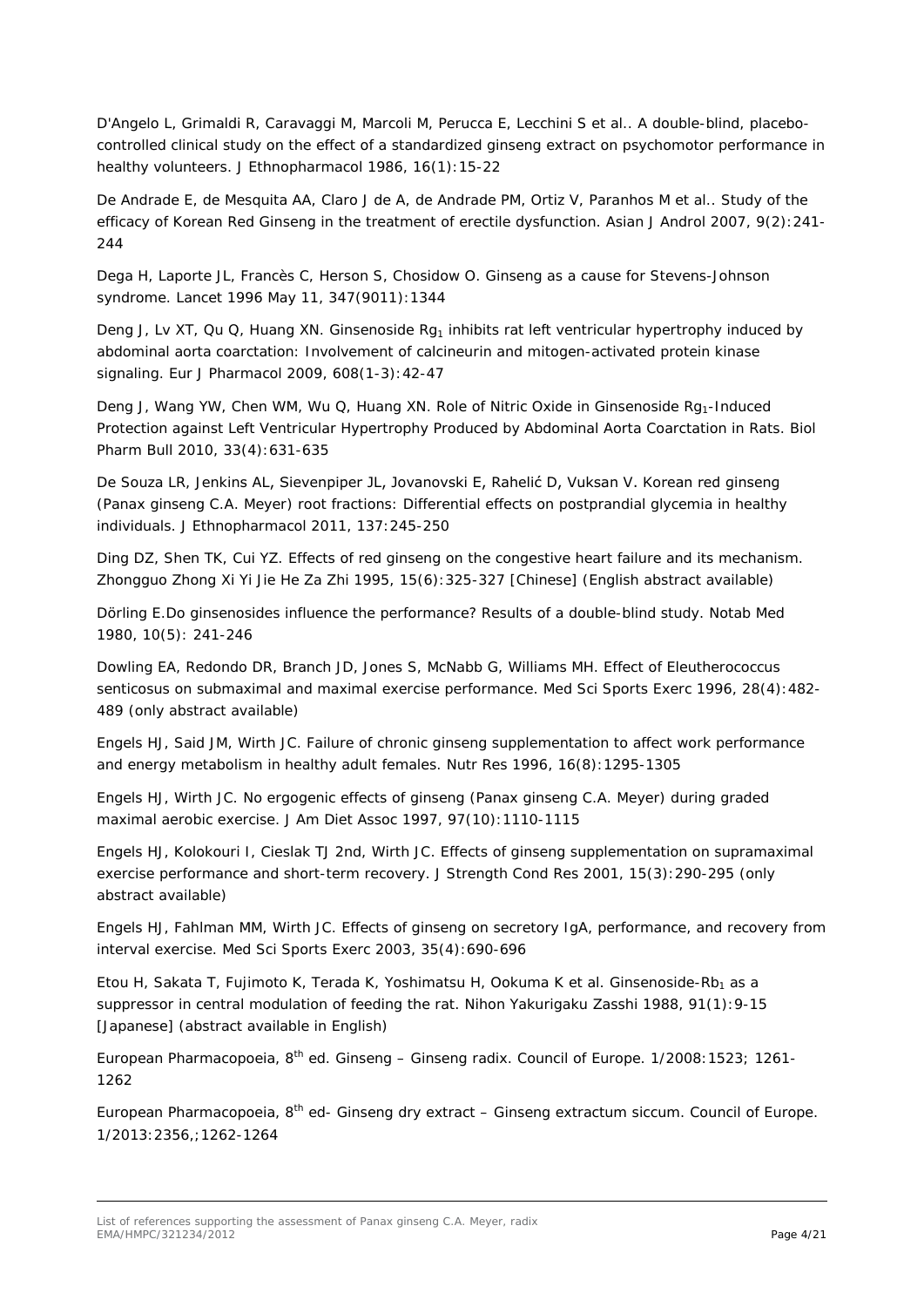D'Angelo L, Grimaldi R, Caravaggi M, Marcoli M, Perucca E, Lecchini S et al.. A double-blind, placebo-controlled clinical study on the effect of a standardized ginseng extract on psychomotor performance in healthy volunteers. J Ethnopharmacol 1986, 16(1):15-22

De Andrade E, de Mesquita AA, Claro J de A, de Andrade PM, Ortiz V, Paranhos M et al.. Study of the efficacy of Korean Red Ginseng in the treatment of erectile dysfunction. Asian J Androl 2007, 9(2):241-244

Dega H, Laporte JL, Francès C, Herson S, Chosidow O. Ginseng as a cause for Stevens-Johnson syndrome. Lancet 1996 May 11, 347(9011):1344

Deng J, Lv XT, Qu Q, Huang XN. Ginsenoside $Rg_1$ inhibits rat left ventricular hypertrophy induced by abdominal aorta coarctation: Involvement of calcineurin and mitogen-activated protein kinase signaling. Eur J Pharmacol 2009, 608(1-3):42-47

Deng J, Wang YW, Chen WM, Wu Q, Huang XN. Role of Nitric Oxide in Ginsenoside $Rg_1$-Induced Protection against Left Ventricular Hypertrophy Produced by Abdominal Aorta Coarctation in Rats. Biol Pharm Bull 2010, 33(4):631-635

De Souza LR, Jenkins AL, Sievenpiper JL, Jovanovski E, Rahelić D, Vuksan V. Korean red ginseng (Panax ginseng C.A. Meyer) root fractions: Differential effects on postprandial glycemia in healthy individuals. J Ethnopharmacol 2011, 137:245-250

Ding DZ, Shen TK, Cui YZ. Effects of red ginseng on the congestive heart failure and its mechanism. Zhongguo Zhong Xi Yi Jie He Za Zhi 1995, 15(6):325-327 [Chinese] (English abstract available)

Dörling E.Do ginsenosides influence the performance? Results of a double-blind study. Notab Med 1980, 10(5): 241-246

Dowling EA, Redondo DR, Branch JD, Jones S, McNabb G, Williams MH. Effect of Eleutherococcus senticosus on submaximal and maximal exercise performance. Med Sci Sports Exerc 1996, 28(4):482-489 (only abstract available)

Engels HJ, Said JM, Wirth JC. Failure of chronic ginseng supplementation to affect work performance and energy metabolism in healthy adult females. Nutr Res 1996, 16(8):1295-1305

Engels HJ, Wirth JC. No ergogenic effects of ginseng (Panax ginseng C.A. Meyer) during graded maximal aerobic exercise. J Am Diet Assoc 1997, 97(10):1110-1115

Engels HJ, Kolokouri I, Cieslak TJ 2nd, Wirth JC. Effects of ginseng supplementation on supramaximal exercise performance and short-term recovery. J Strength Cond Res 2001, 15(3):290-295 (only abstract available)

Engels HJ, Fahlman MM, Wirth JC. Effects of ginseng on secretory IgA, performance, and recovery from interval exercise. Med Sci Sports Exerc 2003, 35(4):690-696

Etou H, Sakata T, Fujimoto K, Terada K, Yoshimatsu H, Ookuma K et al. Ginsenoside-$Rb_1$ as a suppressor in central modulation of feeding the rat. Nihon Yakurigaku Zasshi 1988, 91(1):9-15 [Japanese] (abstract available in English)

European Pharmacopoeia, 8$^{th}$ ed. Ginseng – Ginseng radix. Council of Europe. 1/2008:1523; 1261-1262

European Pharmacopoeia, 8$^{th}$ ed- Ginseng dry extract – Ginseng extractum siccum. Council of Europe. 1/2013:2356,;1262-1264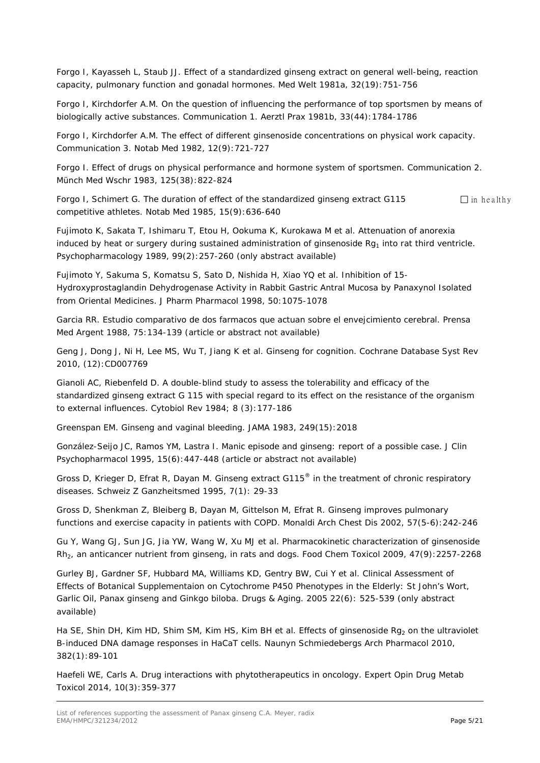Forgo I, Kayasseh L, Staub JJ. Effect of a standardized ginseng extract on general well-being, reaction capacity, pulmonary function and gonadal hormones. Med Welt 1981a, 32(19):751-756

Forgo I, Kirchdorfer A.M. On the question of influencing the performance of top sportsmen by means of biologically active substances. Communication 1. Aerztl Prax 1981b, 33(44):1784-1786

Forgo I, Kirchdorfer A.M. The effect of different ginsenoside concentrations on physical work capacity. Communication 3. Notab Med 1982, 12(9):721-727

Forgo I. Effect of drugs on physical performance and hormone system of sportsmen. Communication 2. Münch Med Wschr 1983, 125(38):822-824

Forgo I, Schimert G. The duration of effect of the standardized ginseng extract G115 □ in healthy competitive athletes. Notab Med 1985, 15(9):636-640

Fujimoto K, Sakata T, Ishimaru T, Etou H, Ookuma K, Kurokawa M et al. Attenuation of anorexia induced by heat or surgery during sustained administration of ginsenoside $Rg_1$ into rat third ventricle. Psychopharmacology 1989, 99(2):257-260 (only abstract available)

Fujimoto Y, Sakuma S, Komatsu S, Sato D, Nishida H, Xiao YQ et al. Inhibition of 15-Hydroxyprostaglandin Dehydrogenase Activity in Rabbit Gastric Antral Mucosa by Panaxynol Isolated from Oriental Medicines. J Pharm Pharmacol 1998, 50:1075-1078

Garcia RR. Estudio comparativo de dos farmacos que actuan sobre el envejcimiento cerebral. Prensa Med Argent 1988, 75:134-139 (article or abstract not available)

Geng J, Dong J, Ni H, Lee MS, Wu T, Jiang K et al. Ginseng for cognition. Cochrane Database Syst Rev 2010, (12):CD007769

Gianoli AC, Riebenfeld D. A double-blind study to assess the tolerability and efficacy of the standardized ginseng extract G 115 with special regard to its effect on the resistance of the organism to external influences. Cytobiol Rev 1984; 8 (3):177-186

Greenspan EM. Ginseng and vaginal bleeding. JAMA 1983, 249(15):2018

González-Seijo JC, Ramos YM, Lastra I. Manic episode and ginseng: report of a possible case. J Clin Psychopharmacol 1995, 15(6):447-448 (article or abstract not available)

Gross D, Krieger D, Efrat R, Dayan M. Ginseng extract G115® in the treatment of chronic respiratory diseases. Schweiz Z Ganzheitsmed 1995, 7(1): 29-33

Gross D, Shenkman Z, Bleiberg B, Dayan M, Gittelson M, Efrat R. Ginseng improves pulmonary functions and exercise capacity in patients with COPD. Monaldi Arch Chest Dis 2002, 57(5-6):242-246

Gu Y, Wang GJ, Sun JG, Jia YW, Wang W, Xu MJ et al. Pharmacokinetic characterization of ginsenoside $Rh_2$, an anticancer nutrient from ginseng, in rats and dogs. Food Chem Toxicol 2009, 47(9):2257-2268

Gurley BJ, Gardner SF, Hubbard MA, Williams KD, Gentry BW, Cui Y et al. Clinical Assessment of Effects of Botanical Supplementaion on Cytochrome P450 Phenotypes in the Elderly: St John's Wort, Garlic Oil, Panax ginseng and Ginkgo biloba. Drugs & Aging. 2005 22(6): 525-539 (only abstract available)

Ha SE, Shin DH, Kim HD, Shim SM, Kim HS, Kim BH et al. Effects of ginsenoside $Rg_2$ on the ultraviolet B-induced DNA damage responses in HaCaT cells. Naunyn Schmiedebergs Arch Pharmacol 2010, 382(1):89-101

Haefeli WE, Carls A. Drug interactions with phytotherapeutics in oncology. Expert Opin Drug Metab Toxicol 2014, 10(3):359-377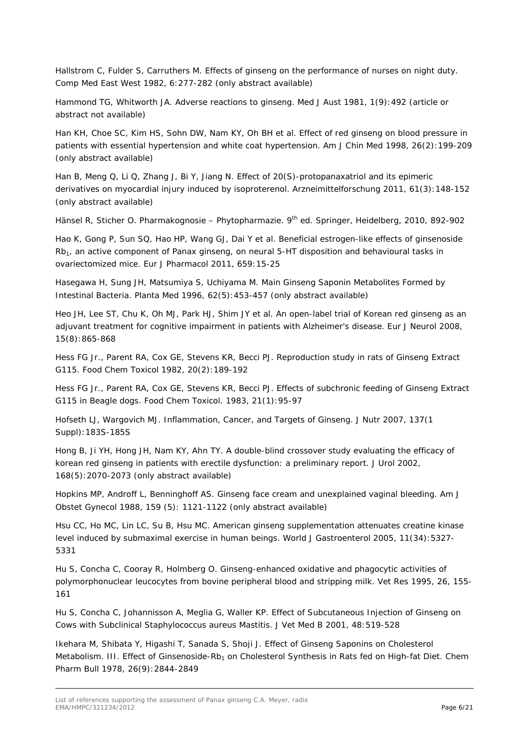Hallstrom C, Fulder S, Carruthers M. Effects of ginseng on the performance of nurses on night duty. Comp Med East West 1982, 6:277-282 (only abstract available)

Hammond TG, Whitworth JA. Adverse reactions to ginseng. Med J Aust 1981, 1(9):492 (article or abstract not available)

Han KH, Choe SC, Kim HS, Sohn DW, Nam KY, Oh BH et al. Effect of red ginseng on blood pressure in patients with essential hypertension and white coat hypertension. Am J Chin Med 1998, 26(2):199-209 (only abstract available)

Han B, Meng Q, Li Q, Zhang J, Bi Y, Jiang N. Effect of 20(S)-protopanaxatriol and its epimeric derivatives on myocardial injury induced by isoproterenol. Arzneimittelforschung 2011, 61(3):148-152 (only abstract available)

Hänsel R, Sticher O. Pharmakognosie – Phytopharmazie. 9th ed. Springer, Heidelberg, 2010, 892-902

Hao K, Gong P, Sun SQ, Hao HP, Wang GJ, Dai Y et al. Beneficial estrogen-like effects of ginsenoside $Rb_1$, an active component of Panax ginseng, on neural 5-HT disposition and behavioural tasks in ovariectomized mice. Eur J Pharmacol 2011, 659:15-25

Hasegawa H, Sung JH, Matsumiya S, Uchiyama M. Main Ginseng Saponin Metabolites Formed by Intestinal Bacteria. Planta Med 1996, 62(5):453-457 (only abstract available)

Heo JH, Lee ST, Chu K, Oh MJ, Park HJ, Shim JY et al. An open-label trial of Korean red ginseng as an adjuvant treatment for cognitive impairment in patients with Alzheimer's disease. Eur J Neurol 2008, 15(8):865-868

Hess FG Jr., Parent RA, Cox GE, Stevens KR, Becci PJ. Reproduction study in rats of Ginseng Extract G115. Food Chem Toxicol 1982, 20(2):189-192

Hess FG Jr., Parent RA, Cox GE, Stevens KR, Becci PJ. Effects of subchronic feeding of Ginseng Extract G115 in Beagle dogs. Food Chem Toxicol. 1983, 21(1):95-97

Hofseth LJ, Wargovich MJ. Inflammation, Cancer, and Targets of Ginseng. J Nutr 2007, 137(1 Suppl):183S-185S

Hong B, Ji YH, Hong JH, Nam KY, Ahn TY. A double-blind crossover study evaluating the efficacy of korean red ginseng in patients with erectile dysfunction: a preliminary report. J Urol 2002, 168(5):2070-2073 (only abstract available)

Hopkins MP, Androff L, Benninghoff AS. Ginseng face cream and unexplained vaginal bleeding. Am J Obstet Gynecol 1988, 159 (5): 1121-1122 (only abstract available)

Hsu CC, Ho MC, Lin LC, Su B, Hsu MC. American ginseng supplementation attenuates creatine kinase level induced by submaximal exercise in human beings. World J Gastroenterol 2005, 11(34):5327-5331

Hu S, Concha C, Cooray R, Holmberg O. Ginseng-enhanced oxidative and phagocytic activities of polymorphonuclear leucocytes from bovine peripheral blood and stripping milk. Vet Res 1995, 26, 155-161

Hu S, Concha C, Johannisson A, Meglia G, Waller KP. Effect of Subcutaneous Injection of Ginseng on Cows with Subclinical Staphylococcus aureus Mastitis. J Vet Med B 2001, 48:519-528

Ikehara M, Shibata Y, Higashi T, Sanada S, Shoji J. Effect of Ginseng Saponins on Cholesterol Metabolism. III. Effect of Ginsenoside-$Rb_1$ on Cholesterol Synthesis in Rats fed on High-fat Diet. Chem Pharm Bull 1978, 26(9):2844-2849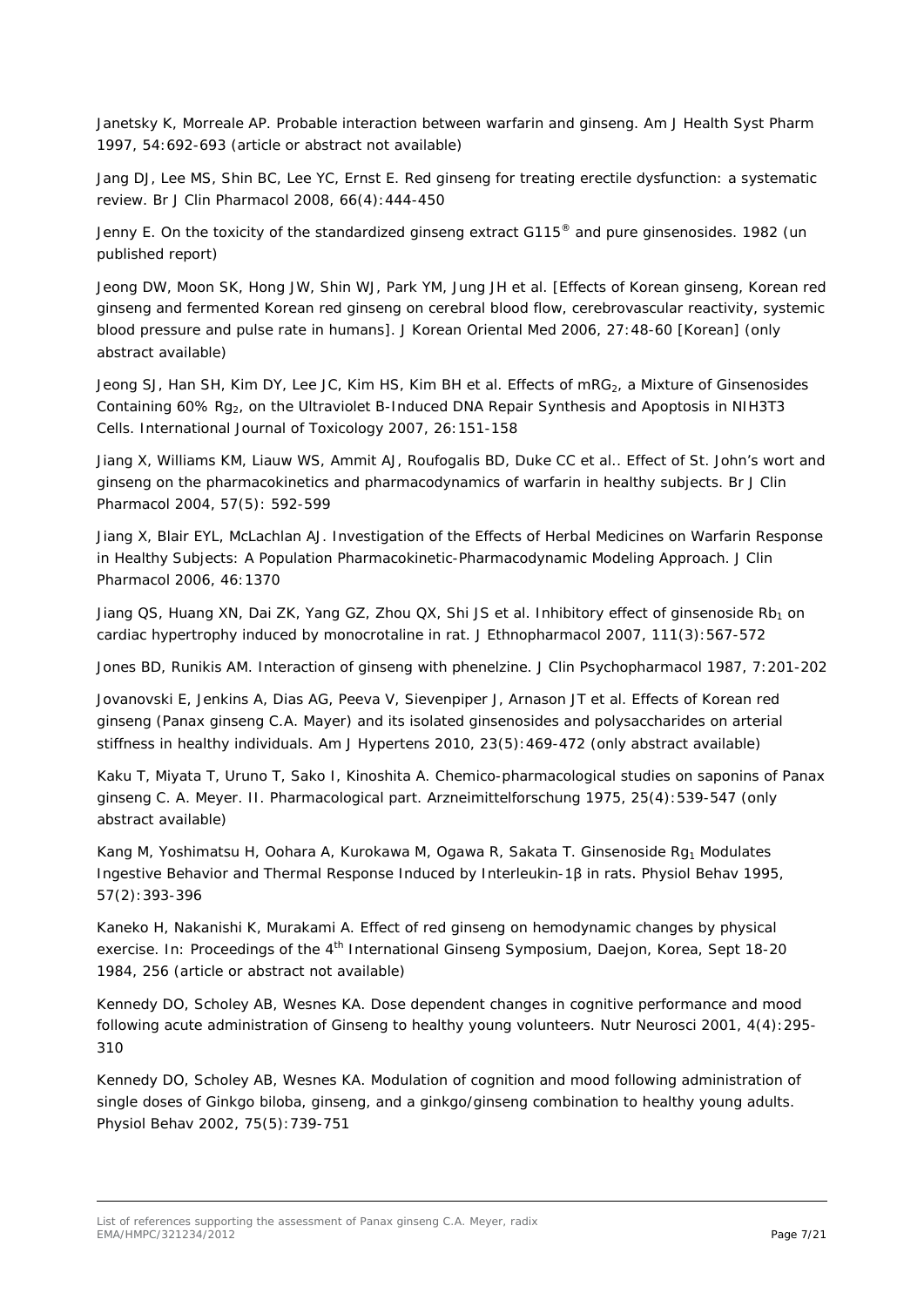Janetsky K, Morreale AP. Probable interaction between warfarin and ginseng. Am J Health Syst Pharm 1997, 54:692-693 (article or abstract not available)

Jang DJ, Lee MS, Shin BC, Lee YC, Ernst E. Red ginseng for treating erectile dysfunction: a systematic review. Br J Clin Pharmacol 2008, 66(4):444-450

Jenny E. On the toxicity of the standardized ginseng extract G115® and pure ginsenosides. 1982 (un published report)

Jeong DW, Moon SK, Hong JW, Shin WJ, Park YM, Jung JH et al. [Effects of Korean ginseng, Korean red ginseng and fermented Korean red ginseng on cerebral blood flow, cerebrovascular reactivity, systemic blood pressure and pulse rate in humans]. J Korean Oriental Med 2006, 27:48-60 [Korean] (only abstract available)

Jeong SJ, Han SH, Kim DY, Lee JC, Kim HS, Kim BH et al. Effects of $mRG_2$, a Mixture of Ginsenosides Containing 60% $Rg_2$, on the Ultraviolet B-Induced DNA Repair Synthesis and Apoptosis in NIH3T3 Cells. International Journal of Toxicology 2007, 26:151-158

Jiang X, Williams KM, Liauw WS, Ammit AJ, Roufogalis BD, Duke CC et al.. Effect of St. John's wort and ginseng on the pharmacokinetics and pharmacodynamics of warfarin in healthy subjects. Br J Clin Pharmacol 2004, 57(5): 592-599

Jiang X, Blair EYL, McLachlan AJ. Investigation of the Effects of Herbal Medicines on Warfarin Response in Healthy Subjects: A Population Pharmacokinetic-Pharmacodynamic Modeling Approach. J Clin Pharmacol 2006, 46:1370

Jiang QS, Huang XN, Dai ZK, Yang GZ, Zhou QX, Shi JS et al. Inhibitory effect of ginsenoside $Rb_1$ on cardiac hypertrophy induced by monocrotaline in rat. J Ethnopharmacol 2007, 111(3):567-572

Jones BD, Runikis AM. Interaction of ginseng with phenelzine. J Clin Psychopharmacol 1987, 7:201-202

Jovanovski E, Jenkins A, Dias AG, Peeva V, Sievenpiper J, Arnason JT et al. Effects of Korean red ginseng (Panax ginseng C.A. Mayer) and its isolated ginsenosides and polysaccharides on arterial stiffness in healthy individuals. Am J Hypertens 2010, 23(5):469-472 (only abstract available)

Kaku T, Miyata T, Uruno T, Sako I, Kinoshita A. Chemico-pharmacological studies on saponins of Panax ginseng C. A. Meyer. II. Pharmacological part. Arzneimittelforschung 1975, 25(4):539-547 (only abstract available)

Kang M, Yoshimatsu H, Oohara A, Kurokawa M, Ogawa R, Sakata T. Ginsenoside $Rg_1$ Modulates Ingestive Behavior and Thermal Response Induced by Interleukin-1β in rats. Physiol Behav 1995, 57(2):393-396

Kaneko H, Nakanishi K, Murakami A. Effect of red ginseng on hemodynamic changes by physical exercise. In: Proceedings of the 4th International Ginseng Symposium, Daejon, Korea, Sept 18-20 1984, 256 (article or abstract not available)

Kennedy DO, Scholey AB, Wesnes KA. Dose dependent changes in cognitive performance and mood following acute administration of Ginseng to healthy young volunteers. Nutr Neurosci 2001, 4(4):295-310

Kennedy DO, Scholey AB, Wesnes KA. Modulation of cognition and mood following administration of single doses of Ginkgo biloba, ginseng, and a ginkgo/ginseng combination to healthy young adults. Physiol Behav 2002, 75(5):739-751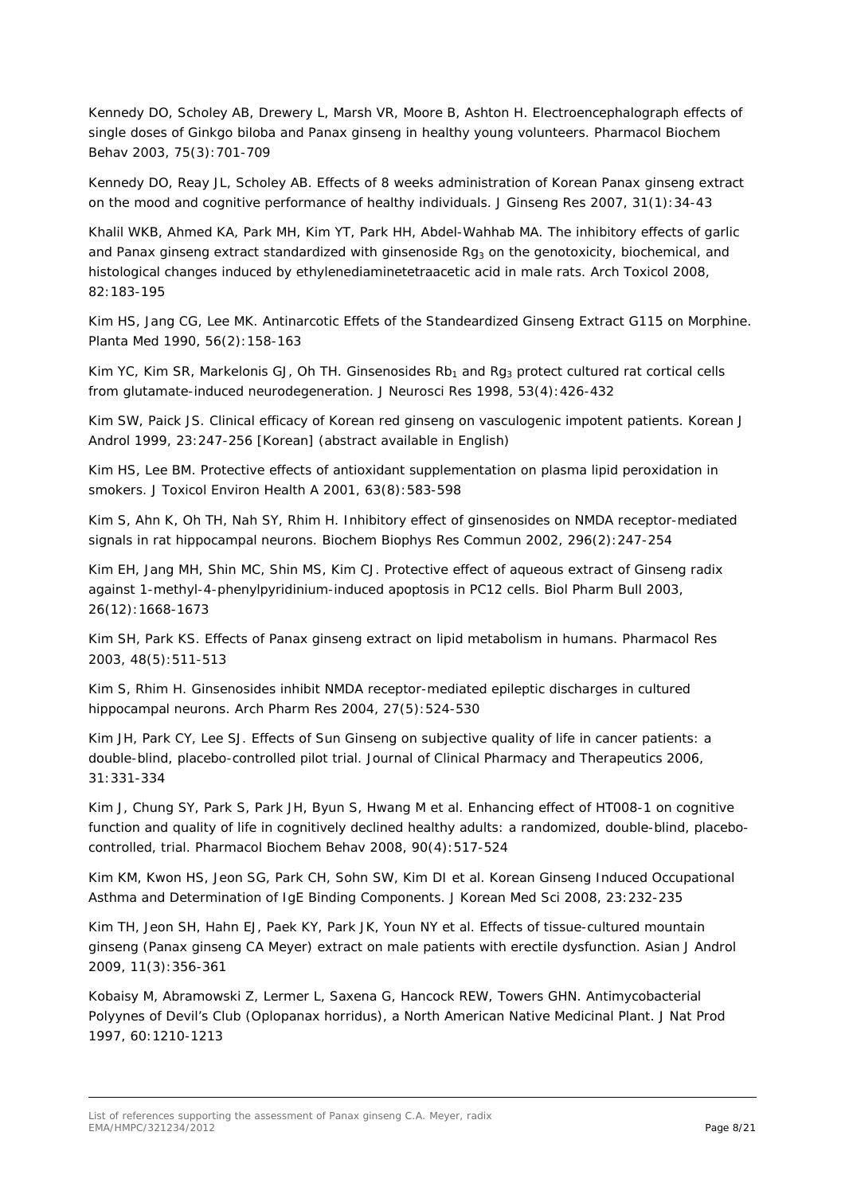Kennedy DO, Scholey AB, Drewery L, Marsh VR, Moore B, Ashton H. Electroencephalograph effects of single doses of Ginkgo biloba and Panax ginseng in healthy young volunteers. Pharmacol Biochem Behav 2003, 75(3):701-709

Kennedy DO, Reay JL, Scholey AB. Effects of 8 weeks administration of Korean Panax ginseng extract on the mood and cognitive performance of healthy individuals. J Ginseng Res 2007, 31(1):34-43

Khalil WKB, Ahmed KA, Park MH, Kim YT, Park HH, Abdel-Wahhab MA. The inhibitory effects of garlic and Panax ginseng extract standardized with ginsenoside $Rg_3$ on the genotoxicity, biochemical, and histological changes induced by ethylenediaminetetraacetic acid in male rats. Arch Toxicol 2008, 82:183-195

Kim HS, Jang CG, Lee MK. Antinarcotic Effets of the Standeardized Ginseng Extract G115 on Morphine. Planta Med 1990, 56(2):158-163

Kim YC, Kim SR, Markelonis GJ, Oh TH. Ginsenosides $Rb_1$ and $Rg_3$ protect cultured rat cortical cells from glutamate-induced neurodegeneration. J Neurosci Res 1998, 53(4):426-432

Kim SW, Paick JS. Clinical efficacy of Korean red ginseng on vasculogenic impotent patients. Korean J Androl 1999, 23:247-256 [Korean] (abstract available in English)

Kim HS, Lee BM. Protective effects of antioxidant supplementation on plasma lipid peroxidation in smokers. J Toxicol Environ Health A 2001, 63(8):583-598

Kim S, Ahn K, Oh TH, Nah SY, Rhim H. Inhibitory effect of ginsenosides on NMDA receptor-mediated signals in rat hippocampal neurons. Biochem Biophys Res Commun 2002, 296(2):247-254

Kim EH, Jang MH, Shin MC, Shin MS, Kim CJ. Protective effect of aqueous extract of Ginseng radix against 1-methyl-4-phenylpyridinium-induced apoptosis in PC12 cells. Biol Pharm Bull 2003, 26(12):1668-1673

Kim SH, Park KS. Effects of Panax ginseng extract on lipid metabolism in humans. Pharmacol Res 2003, 48(5):511-513

Kim S, Rhim H. Ginsenosides inhibit NMDA receptor-mediated epileptic discharges in cultured hippocampal neurons. Arch Pharm Res 2004, 27(5):524-530

Kim JH, Park CY, Lee SJ. Effects of Sun Ginseng on subjective quality of life in cancer patients: a double-blind, placebo-controlled pilot trial. Journal of Clinical Pharmacy and Therapeutics 2006, 31:331-334

Kim J, Chung SY, Park S, Park JH, Byun S, Hwang M et al. Enhancing effect of HT008-1 on cognitive function and quality of life in cognitively declined healthy adults: a randomized, double-blind, placebo-controlled, trial. Pharmacol Biochem Behav 2008, 90(4):517-524

Kim KM, Kwon HS, Jeon SG, Park CH, Sohn SW, Kim DI et al. Korean Ginseng Induced Occupational Asthma and Determination of IgE Binding Components. J Korean Med Sci 2008, 23:232-235

Kim TH, Jeon SH, Hahn EJ, Paek KY, Park JK, Youn NY et al. Effects of tissue-cultured mountain ginseng (Panax ginseng CA Meyer) extract on male patients with erectile dysfunction. Asian J Androl 2009, 11(3):356-361

Kobaisy M, Abramowski Z, Lermer L, Saxena G, Hancock REW, Towers GHN. Antimycobacterial Polyynes of Devil's Club (Oplopanax horridus), a North American Native Medicinal Plant. J Nat Prod 1997, 60:1210-1213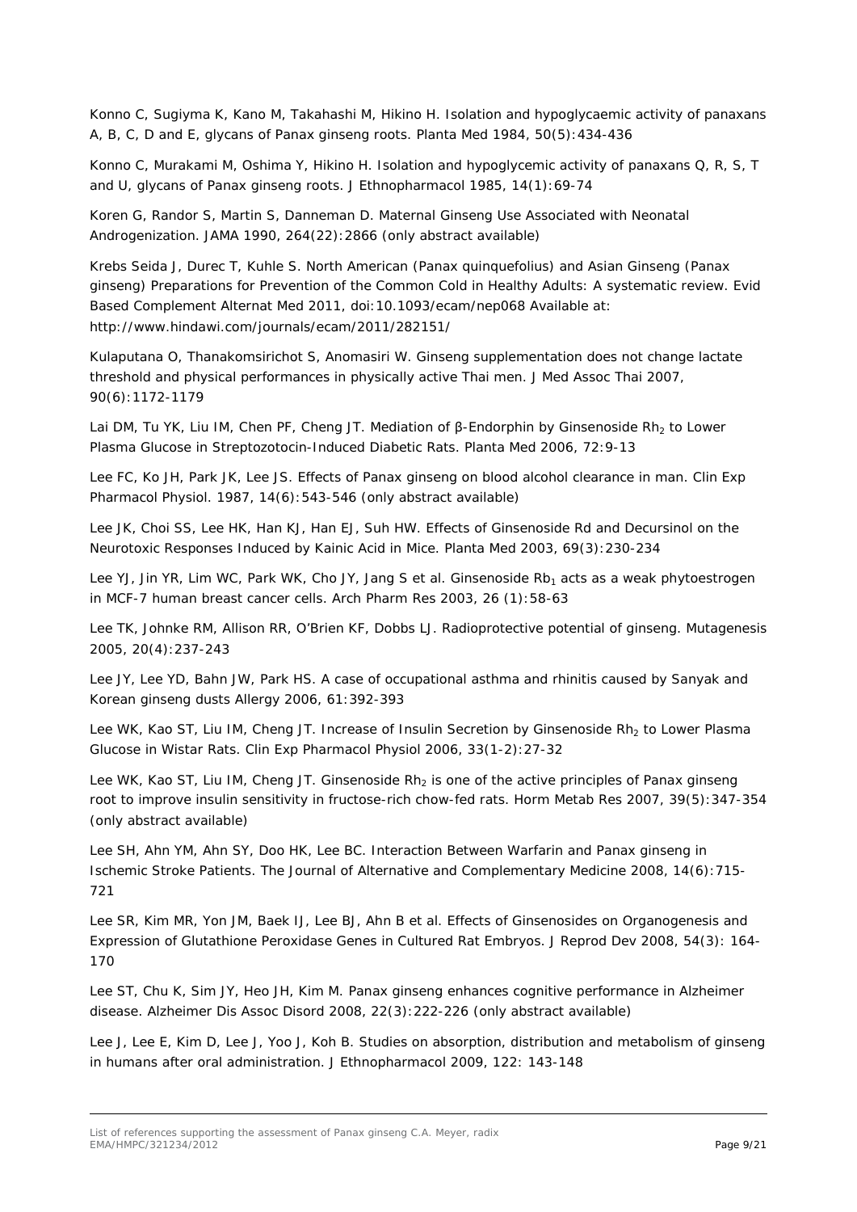Konno C, Sugiyma K, Kano M, Takahashi M, Hikino H. Isolation and hypoglycaemic activity of panaxans A, B, C, D and E, glycans of Panax ginseng roots. Planta Med 1984, 50(5):434-436

Konno C, Murakami M, Oshima Y, Hikino H. Isolation and hypoglycemic activity of panaxans Q, R, S, T and U, glycans of Panax ginseng roots. J Ethnopharmacol 1985, 14(1):69-74

Koren G, Randor S, Martin S, Danneman D. Maternal Ginseng Use Associated with Neonatal Androgenization. JAMA 1990, 264(22):2866 (only abstract available)

Krebs Seida J, Durec T, Kuhle S. North American (Panax quinquefolius) and Asian Ginseng (Panax ginseng) Preparations for Prevention of the Common Cold in Healthy Adults: A systematic review. Evid Based Complement Alternat Med 2011, doi:10.1093/ecam/nep068 Available at: http://www.hindawi.com/journals/ecam/2011/282151/

Kulaputana O, Thanakomsirichot S, Anomasiri W. Ginseng supplementation does not change lactate threshold and physical performances in physically active Thai men. J Med Assoc Thai 2007, 90(6):1172-1179

Lai DM, Tu YK, Liu IM, Chen PF, Cheng JT. Mediation of β-Endorphin by Ginsenoside $Rh_2$ to Lower Plasma Glucose in Streptozotocin-Induced Diabetic Rats. Planta Med 2006, 72:9-13

Lee FC, Ko JH, Park JK, Lee JS. Effects of Panax ginseng on blood alcohol clearance in man. Clin Exp Pharmacol Physiol. 1987, 14(6):543-546 (only abstract available)

Lee JK, Choi SS, Lee HK, Han KJ, Han EJ, Suh HW. Effects of Ginsenoside Rd and Decursinol on the Neurotoxic Responses Induced by Kainic Acid in Mice. Planta Med 2003, 69(3):230-234

Lee YJ, Jin YR, Lim WC, Park WK, Cho JY, Jang S et al. Ginsenoside $Rb_1$ acts as a weak phytoestrogen in MCF-7 human breast cancer cells. Arch Pharm Res 2003, 26 (1):58-63

Lee TK, Johnke RM, Allison RR, O'Brien KF, Dobbs LJ. Radioprotective potential of ginseng. Mutagenesis 2005, 20(4):237-243

Lee JY, Lee YD, Bahn JW, Park HS. A case of occupational asthma and rhinitis caused by Sanyak and Korean ginseng dusts Allergy 2006, 61:392-393

Lee WK, Kao ST, Liu IM, Cheng JT. Increase of Insulin Secretion by Ginsenoside $Rh_2$ to Lower Plasma Glucose in Wistar Rats. Clin Exp Pharmacol Physiol 2006, 33(1-2):27-32

Lee WK, Kao ST, Liu IM, Cheng JT. Ginsenoside $Rh_2$ is one of the active principles of Panax ginseng root to improve insulin sensitivity in fructose-rich chow-fed rats. Horm Metab Res 2007, 39(5):347-354 (only abstract available)

Lee SH, Ahn YM, Ahn SY, Doo HK, Lee BC. Interaction Between Warfarin and Panax ginseng in Ischemic Stroke Patients. The Journal of Alternative and Complementary Medicine 2008, 14(6):715-721

Lee SR, Kim MR, Yon JM, Baek IJ, Lee BJ, Ahn B et al. Effects of Ginsenosides on Organogenesis and Expression of Glutathione Peroxidase Genes in Cultured Rat Embryos. J Reprod Dev 2008, 54(3): 164-170

Lee ST, Chu K, Sim JY, Heo JH, Kim M. Panax ginseng enhances cognitive performance in Alzheimer disease. Alzheimer Dis Assoc Disord 2008, 22(3):222-226 (only abstract available)

Lee J, Lee E, Kim D, Lee J, Yoo J, Koh B. Studies on absorption, distribution and metabolism of ginseng in humans after oral administration. J Ethnopharmacol 2009, 122: 143-148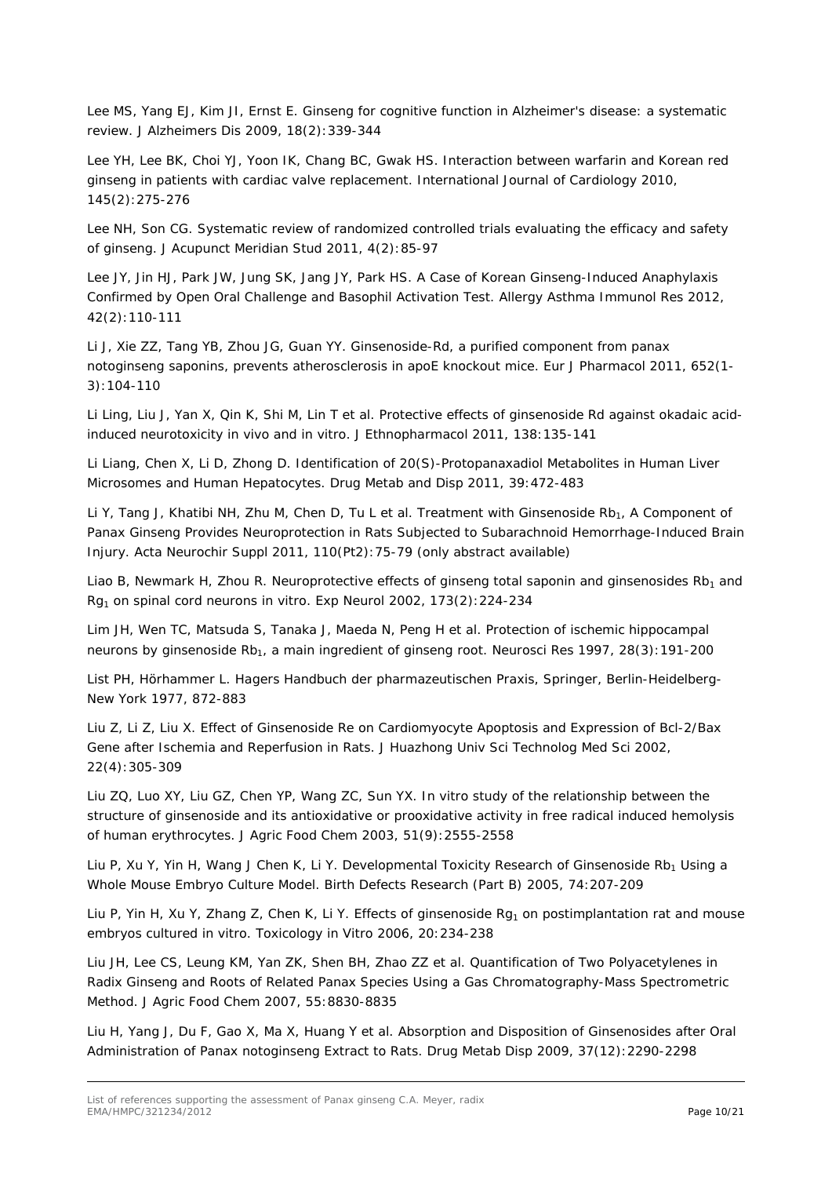Lee MS, Yang EJ, Kim JI, Ernst E. Ginseng for cognitive function in Alzheimer's disease: a systematic review. J Alzheimers Dis 2009, 18(2):339-344

Lee YH, Lee BK, Choi YJ, Yoon IK, Chang BC, Gwak HS. Interaction between warfarin and Korean red ginseng in patients with cardiac valve replacement. International Journal of Cardiology 2010, 145(2):275-276

Lee NH, Son CG. Systematic review of randomized controlled trials evaluating the efficacy and safety of ginseng. J Acupunct Meridian Stud 2011, 4(2):85-97

Lee JY, Jin HJ, Park JW, Jung SK, Jang JY, Park HS. A Case of Korean Ginseng-Induced Anaphylaxis Confirmed by Open Oral Challenge and Basophil Activation Test. Allergy Asthma Immunol Res 2012, 42(2):110-111

Li J, Xie ZZ, Tang YB, Zhou JG, Guan YY. Ginsenoside-Rd, a purified component from panax notoginseng saponins, prevents atherosclerosis in apoE knockout mice. Eur J Pharmacol 2011, 652(1-3):104-110

Li Ling, Liu J, Yan X, Qin K, Shi M, Lin T et al. Protective effects of ginsenoside Rd against okadaic acid-induced neurotoxicity in vivo and in vitro. J Ethnopharmacol 2011, 138:135-141

Li Liang, Chen X, Li D, Zhong D. Identification of 20(S)-Protopanaxadiol Metabolites in Human Liver Microsomes and Human Hepatocytes. Drug Metab and Disp 2011, 39:472-483

Li Y, Tang J, Khatibi NH, Zhu M, Chen D, Tu L et al. Treatment with Ginsenoside $Rb_1$, A Component of Panax Ginseng Provides Neuroprotection in Rats Subjected to Subarachnoid Hemorrhage-Induced Brain Injury. Acta Neurochir Suppl 2011, 110(Pt2):75-79 (only abstract available)

Liao B, Newmark H, Zhou R. Neuroprotective effects of ginseng total saponin and ginsenosides $Rb_1$ and $Rg_1$ on spinal cord neurons in vitro. Exp Neurol 2002, 173(2):224-234

Lim JH, Wen TC, Matsuda S, Tanaka J, Maeda N, Peng H et al. Protection of ischemic hippocampal neurons by ginsenoside $Rb_1$, a main ingredient of ginseng root. Neurosci Res 1997, 28(3):191-200

List PH, Hörhammer L. Hagers Handbuch der pharmazeutischen Praxis, Springer, Berlin-Heidelberg-New York 1977, 872-883

Liu Z, Li Z, Liu X. Effect of Ginsenoside Re on Cardiomyocyte Apoptosis and Expression of Bcl-2/Bax Gene after Ischemia and Reperfusion in Rats. J Huazhong Univ Sci Technolog Med Sci 2002, 22(4):305-309

Liu ZQ, Luo XY, Liu GZ, Chen YP, Wang ZC, Sun YX. In vitro study of the relationship between the structure of ginsenoside and its antioxidative or prooxidative activity in free radical induced hemolysis of human erythrocytes. J Agric Food Chem 2003, 51(9):2555-2558

Liu P, Xu Y, Yin H, Wang J Chen K, Li Y. Developmental Toxicity Research of Ginsenoside $Rb_1$ Using a Whole Mouse Embryo Culture Model. Birth Defects Research (Part B) 2005, 74:207-209

Liu P, Yin H, Xu Y, Zhang Z, Chen K, Li Y. Effects of ginsenoside $Rg_1$ on postimplantation rat and mouse embryos cultured in vitro. Toxicology in Vitro 2006, 20:234-238

Liu JH, Lee CS, Leung KM, Yan ZK, Shen BH, Zhao ZZ et al. Quantification of Two Polyacetylenes in Radix Ginseng and Roots of Related Panax Species Using a Gas Chromatography-Mass Spectrometric Method. J Agric Food Chem 2007, 55:8830-8835

Liu H, Yang J, Du F, Gao X, Ma X, Huang Y et al. Absorption and Disposition of Ginsenosides after Oral Administration of Panax notoginseng Extract to Rats. Drug Metab Disp 2009, 37(12):2290-2298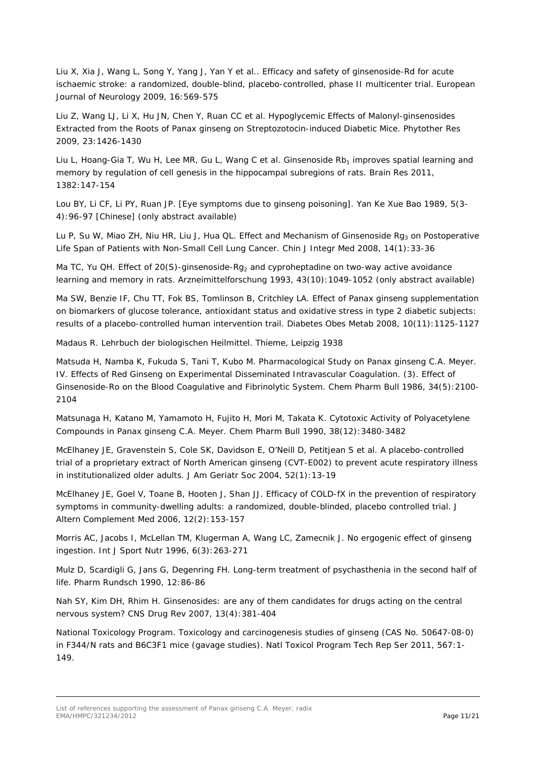Liu X, Xia J, Wang L, Song Y, Yang J, Yan Y et al.. Efficacy and safety of ginsenoside-Rd for acute ischaemic stroke: a randomized, double-blind, placebo-controlled, phase II multicenter trial. European Journal of Neurology 2009, 16:569-575

Liu Z, Wang LJ, Li X, Hu JN, Chen Y, Ruan CC et al. Hypoglycemic Effects of Malonyl-ginsenosides Extracted from the Roots of Panax ginseng on Streptozotocin-induced Diabetic Mice. Phytother Res 2009, 23:1426-1430

Liu L, Hoang-Gia T, Wu H, Lee MR, Gu L, Wang C et al. Ginsenoside $Rb_1$ improves spatial learning and memory by regulation of cell genesis in the hippocampal subregions of rats. Brain Res 2011, 1382:147-154

Lou BY, Li CF, Li PY, Ruan JP. [Eye symptoms due to ginseng poisoning]. Yan Ke Xue Bao 1989, 5(3-4):96-97 [Chinese] (only abstract available)

Lu P, Su W, Miao ZH, Niu HR, Liu J, Hua QL. Effect and Mechanism of Ginsenoside $Rg_3$ on Postoperative Life Span of Patients with Non-Small Cell Lung Cancer. Chin J Integr Med 2008, 14(1):33-36

Ma TC, Yu QH. Effect of 20(S)-ginsenoside-$Rg_2$ and cyproheptadine on two-way active avoidance learning and memory in rats. Arzneimittelforschung 1993, 43(10):1049-1052 (only abstract available)

Ma SW, Benzie IF, Chu TT, Fok BS, Tomlinson B, Critchley LA. Effect of Panax ginseng supplementation on biomarkers of glucose tolerance, antioxidant status and oxidative stress in type 2 diabetic subjects: results of a placebo-controlled human intervention trail. Diabetes Obes Metab 2008, 10(11):1125-1127

Madaus R. Lehrbuch der biologischen Heilmittel. Thieme, Leipzig 1938

Matsuda H, Namba K, Fukuda S, Tani T, Kubo M. Pharmacological Study on Panax ginseng C.A. Meyer. IV. Effects of Red Ginseng on Experimental Disseminated Intravascular Coagulation. (3). Effect of Ginsenoside-Ro on the Blood Coagulative and Fibrinolytic System. Chem Pharm Bull 1986, 34(5):2100-2104

Matsunaga H, Katano M, Yamamoto H, Fujito H, Mori M, Takata K. Cytotoxic Activity of Polyacetylene Compounds in Panax ginseng C.A. Meyer. Chem Pharm Bull 1990, 38(12):3480-3482

McElhaney JE, Gravenstein S, Cole SK, Davidson E, O'Neill D, Petitjean S et al. A placebo-controlled trial of a proprietary extract of North American ginseng (CVT-E002) to prevent acute respiratory illness in institutionalized older adults. J Am Geriatr Soc 2004, 52(1):13-19

McElhaney JE, Goel V, Toane B, Hooten J, Shan JJ. Efficacy of COLD-fX in the prevention of respiratory symptoms in community-dwelling adults: a randomized, double-blinded, placebo controlled trial. J Altern Complement Med 2006, 12(2):153-157

Morris AC, Jacobs I, McLellan TM, Klugerman A, Wang LC, Zamecnik J. No ergogenic effect of ginseng ingestion. Int J Sport Nutr 1996, 6(3):263-271

Mulz D, Scardigli G, Jans G, Degenring FH. Long-term treatment of psychasthenia in the second half of life. Pharm Rundsch 1990, 12:86-86

Nah SY, Kim DH, Rhim H. Ginsenosides: are any of them candidates for drugs acting on the central nervous system? CNS Drug Rev 2007, 13(4):381-404

National Toxicology Program. Toxicology and carcinogenesis studies of ginseng (CAS No. 50647-08-0) in F344/N rats and B6C3F1 mice (gavage studies). Natl Toxicol Program Tech Rep Ser 2011, 567:1-149.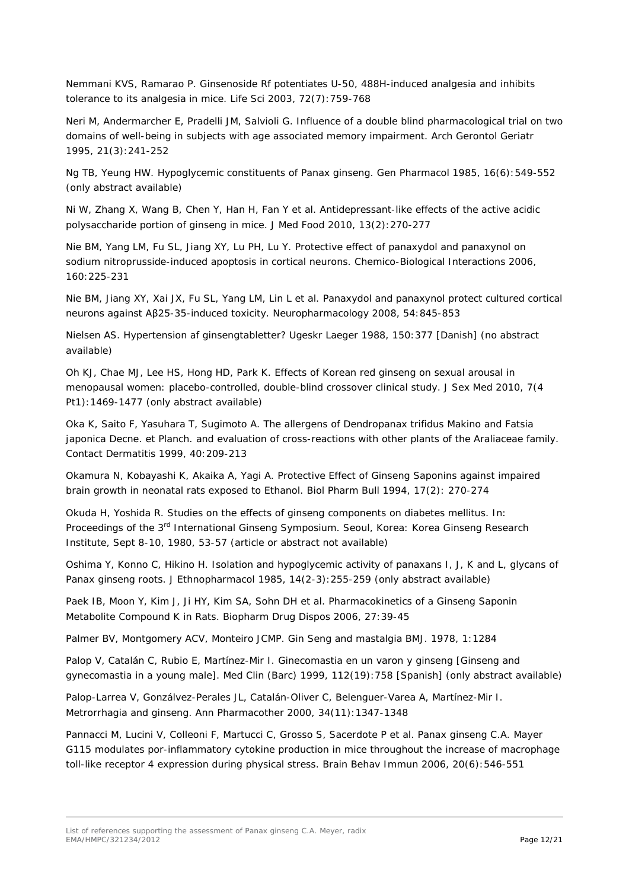Nemmani KVS, Ramarao P. Ginsenoside Rf potentiates U-50, 488H-induced analgesia and inhibits tolerance to its analgesia in mice. Life Sci 2003, 72(7):759-768

Neri M, Andermarcher E, Pradelli JM, Salvioli G. Influence of a double blind pharmacological trial on two domains of well-being in subjects with age associated memory impairment. Arch Gerontol Geriatr 1995, 21(3):241-252

Ng TB, Yeung HW. Hypoglycemic constituents of Panax ginseng. Gen Pharmacol 1985, 16(6):549-552 (only abstract available)

Ni W, Zhang X, Wang B, Chen Y, Han H, Fan Y et al. Antidepressant-like effects of the active acidic polysaccharide portion of ginseng in mice. J Med Food 2010, 13(2):270-277

Nie BM, Yang LM, Fu SL, Jiang XY, Lu PH, Lu Y. Protective effect of panaxydol and panaxynol on sodium nitroprusside-induced apoptosis in cortical neurons. Chemico-Biological Interactions 2006, 160:225-231

Nie BM, Jiang XY, Xai JX, Fu SL, Yang LM, Lin L et al. Panaxydol and panaxynol protect cultured cortical neurons against Aβ25-35-induced toxicity. Neuropharmacology 2008, 54:845-853

Nielsen AS. Hypertension af ginsengtabletter? Ugeskr Laeger 1988, 150:377 [Danish] (no abstract available)

Oh KJ, Chae MJ, Lee HS, Hong HD, Park K. Effects of Korean red ginseng on sexual arousal in menopausal women: placebo-controlled, double-blind crossover clinical study. J Sex Med 2010, 7(4 Pt1):1469-1477 (only abstract available)

Oka K, Saito F, Yasuhara T, Sugimoto A. The allergens of Dendropanax trifidus Makino and Fatsia japonica Decne. et Planch. and evaluation of cross-reactions with other plants of the Araliaceae family. Contact Dermatitis 1999, 40:209-213

Okamura N, Kobayashi K, Akaika A, Yagi A. Protective Effect of Ginseng Saponins against impaired brain growth in neonatal rats exposed to Ethanol. Biol Pharm Bull 1994, 17(2): 270-274

Okuda H, Yoshida R. Studies on the effects of ginseng components on diabetes mellitus. In: Proceedings of the 3rd International Ginseng Symposium. Seoul, Korea: Korea Ginseng Research Institute, Sept 8-10, 1980, 53-57 (article or abstract not available)

Oshima Y, Konno C, Hikino H. Isolation and hypoglycemic activity of panaxans I, J, K and L, glycans of Panax ginseng roots. J Ethnopharmacol 1985, 14(2-3):255-259 (only abstract available)

Paek IB, Moon Y, Kim J, Ji HY, Kim SA, Sohn DH et al. Pharmacokinetics of a Ginseng Saponin Metabolite Compound K in Rats. Biopharm Drug Dispos 2006, 27:39-45

Palmer BV, Montgomery ACV, Monteiro JCMP. Gin Seng and mastalgia BMJ. 1978, 1:1284

Palop V, Catalán C, Rubio E, Martínez-Mir I. Ginecomastia en un varon y ginseng [Ginseng and gynecomastia in a young male]. Med Clin (Barc) 1999, 112(19):758 [Spanish] (only abstract available)

Palop-Larrea V, Gonzálvez-Perales JL, Catalán-Oliver C, Belenguer-Varea A, Martínez-Mir I. Metrorrhagia and ginseng. Ann Pharmacother 2000, 34(11):1347-1348

Pannacci M, Lucini V, Colleoni F, Martucci C, Grosso S, Sacerdote P et al. Panax ginseng C.A. Mayer G115 modulates por-inflammatory cytokine production in mice throughout the increase of macrophage toll-like receptor 4 expression during physical stress. Brain Behav Immun 2006, 20(6):546-551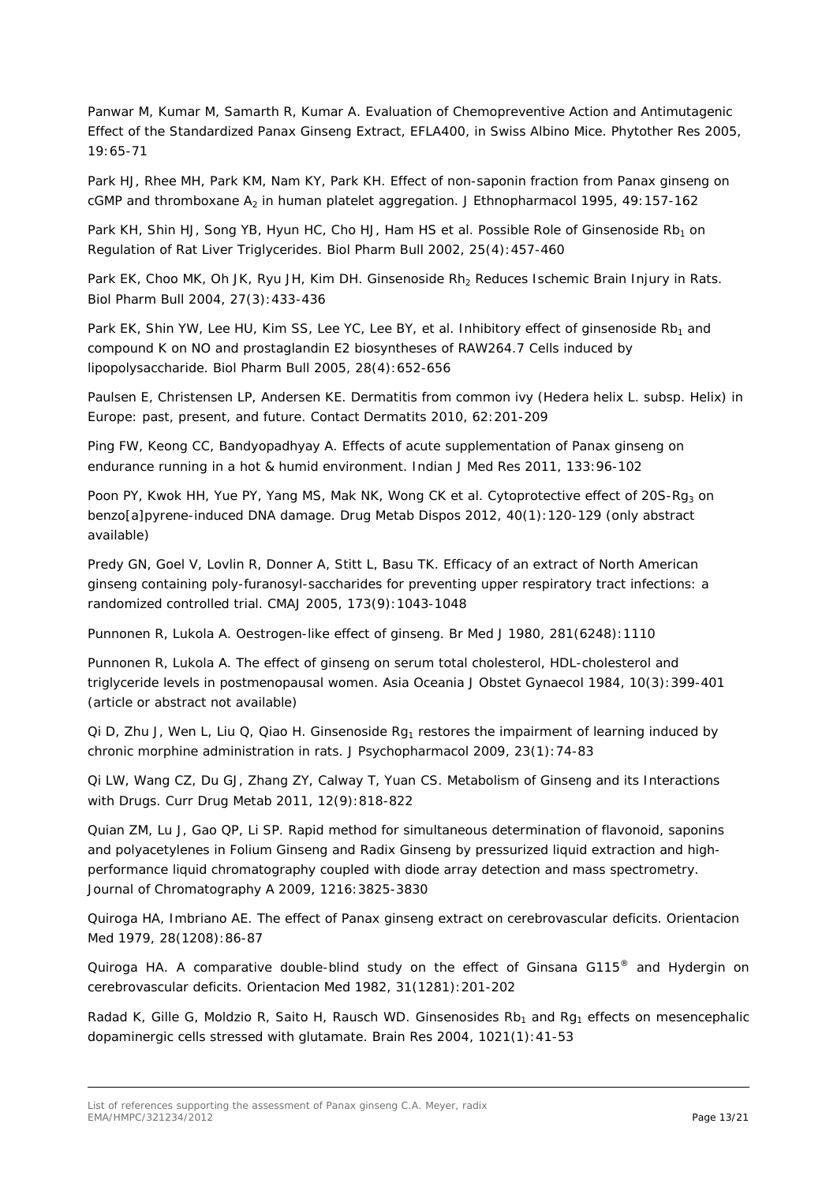Panwar M, Kumar M, Samarth R, Kumar A. Evaluation of Chemopreventive Action and Antimutagenic Effect of the Standardized Panax Ginseng Extract, EFLA400, in Swiss Albino Mice. Phytother Res 2005, 19:65-71

Park HJ, Rhee MH, Park KM, Nam KY, Park KH. Effect of non-saponin fraction from Panax ginseng on cGMP and thromboxane $A_2$ in human platelet aggregation. J Ethnopharmacol 1995, 49:157-162

Park KH, Shin HJ, Song YB, Hyun HC, Cho HJ, Ham HS et al. Possible Role of Ginsenoside $Rb_1$ on Regulation of Rat Liver Triglycerides. Biol Pharm Bull 2002, 25(4):457-460

Park EK, Choo MK, Oh JK, Ryu JH, Kim DH. Ginsenoside $Rh_2$ Reduces Ischemic Brain Injury in Rats. Biol Pharm Bull 2004, 27(3):433-436

Park EK, Shin YW, Lee HU, Kim SS, Lee YC, Lee BY, et al. Inhibitory effect of ginsenoside $Rb_1$ and compound K on NO and prostaglandin E2 biosyntheses of RAW264.7 Cells induced by lipopolysaccharide. Biol Pharm Bull 2005, 28(4):652-656

Paulsen E, Christensen LP, Andersen KE. Dermatitis from common ivy (Hedera helix L. subsp. Helix) in Europe: past, present, and future. Contact Dermatits 2010, 62:201-209

Ping FW, Keong CC, Bandyopadhyay A. Effects of acute supplementation of Panax ginseng on endurance running in a hot & humid environment. Indian J Med Res 2011, 133:96-102

Poon PY, Kwok HH, Yue PY, Yang MS, Mak NK, Wong CK et al. Cytoprotective effect of 20S-$Rg_3$ on benzo[a]pyrene-induced DNA damage. Drug Metab Dispos 2012, 40(1):120-129 (only abstract available)

Predy GN, Goel V, Lovlin R, Donner A, Stitt L, Basu TK. Efficacy of an extract of North American ginseng containing poly-furanosyl-saccharides for preventing upper respiratory tract infections: a randomized controlled trial. CMAJ 2005, 173(9):1043-1048

Punnonen R, Lukola A. Oestrogen-like effect of ginseng. Br Med J 1980, 281(6248):1110

Punnonen R, Lukola A. The effect of ginseng on serum total cholesterol, HDL-cholesterol and triglyceride levels in postmenopausal women. Asia Oceania J Obstet Gynaecol 1984, 10(3):399-401 (article or abstract not available)

Qi D, Zhu J, Wen L, Liu Q, Qiao H. Ginsenoside $Rg_1$ restores the impairment of learning induced by chronic morphine administration in rats. J Psychopharmacol 2009, 23(1):74-83

Qi LW, Wang CZ, Du GJ, Zhang ZY, Calway T, Yuan CS. Metabolism of Ginseng and its Interactions with Drugs. Curr Drug Metab 2011, 12(9):818-822

Quian ZM, Lu J, Gao QP, Li SP. Rapid method for simultaneous determination of flavonoid, saponins and polyacetylenes in Folium Ginseng and Radix Ginseng by pressurized liquid extraction and high-performance liquid chromatography coupled with diode array detection and mass spectrometry. Journal of Chromatography A 2009, 1216:3825-3830

Quiroga HA, Imbriano AE. The effect of Panax ginseng extract on cerebrovascular deficits. Orientacion Med 1979, 28(1208):86-87

Quiroga HA. A comparative double-blind study on the effect of Ginsana G115® and Hydergin on cerebrovascular deficits. Orientacion Med 1982, 31(1281):201-202

Radad K, Gille G, Moldzio R, Saito H, Rausch WD. Ginsenosides $Rb_1$ and $Rg_1$ effects on mesencephalic dopaminergic cells stressed with glutamate. Brain Res 2004, 1021(1):41-53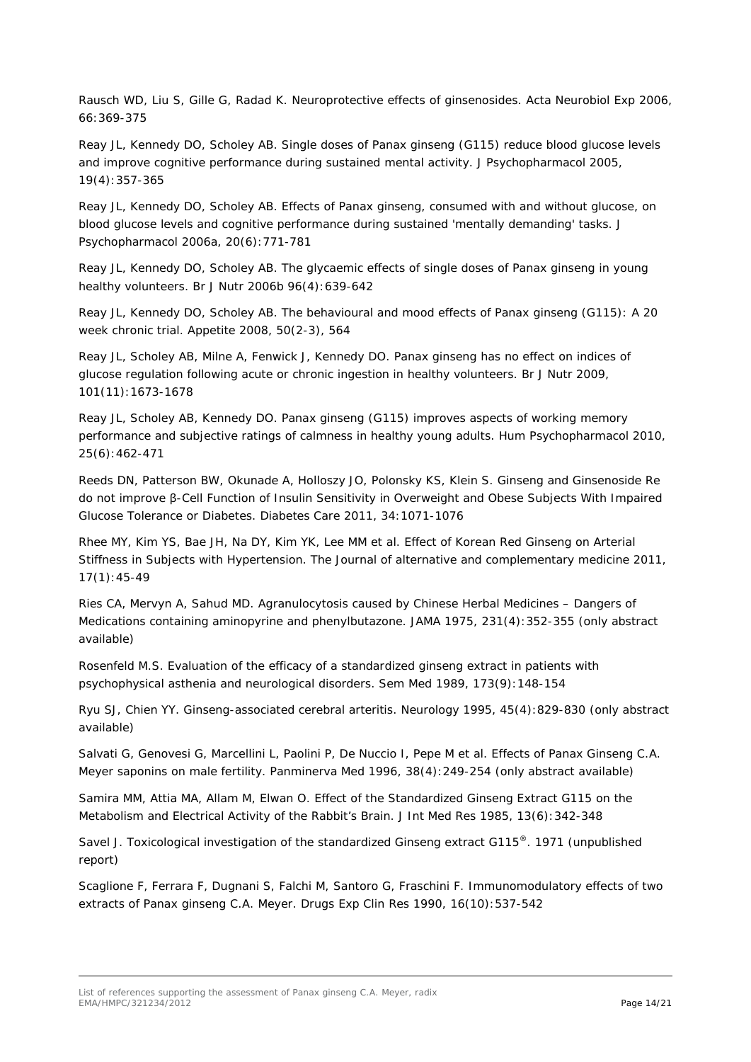Rausch WD, Liu S, Gille G, Radad K. Neuroprotective effects of ginsenosides. Acta Neurobiol Exp 2006, 66:369-375

Reay JL, Kennedy DO, Scholey AB. Single doses of Panax ginseng (G115) reduce blood glucose levels and improve cognitive performance during sustained mental activity. J Psychopharmacol 2005, 19(4):357-365

Reay JL, Kennedy DO, Scholey AB. Effects of Panax ginseng, consumed with and without glucose, on blood glucose levels and cognitive performance during sustained 'mentally demanding' tasks. J Psychopharmacol 2006a, 20(6):771-781

Reay JL, Kennedy DO, Scholey AB. The glycaemic effects of single doses of Panax ginseng in young healthy volunteers. Br J Nutr 2006b 96(4):639-642

Reay JL, Kennedy DO, Scholey AB. The behavioural and mood effects of Panax ginseng (G115): A 20 week chronic trial. Appetite 2008, 50(2-3), 564

Reay JL, Scholey AB, Milne A, Fenwick J, Kennedy DO. Panax ginseng has no effect on indices of glucose regulation following acute or chronic ingestion in healthy volunteers. Br J Nutr 2009, 101(11):1673-1678

Reay JL, Scholey AB, Kennedy DO. Panax ginseng (G115) improves aspects of working memory performance and subjective ratings of calmness in healthy young adults. Hum Psychopharmacol 2010, 25(6):462-471

Reeds DN, Patterson BW, Okunade A, Holloszy JO, Polonsky KS, Klein S. Ginseng and Ginsenoside Re do not improve β-Cell Function of Insulin Sensitivity in Overweight and Obese Subjects With Impaired Glucose Tolerance or Diabetes. Diabetes Care 2011, 34:1071-1076

Rhee MY, Kim YS, Bae JH, Na DY, Kim YK, Lee MM et al. Effect of Korean Red Ginseng on Arterial Stiffness in Subjects with Hypertension. The Journal of alternative and complementary medicine 2011, 17(1):45-49

Ries CA, Mervyn A, Sahud MD. Agranulocytosis caused by Chinese Herbal Medicines – Dangers of Medications containing aminopyrine and phenylbutazone. JAMA 1975, 231(4):352-355 (only abstract available)

Rosenfeld M.S. Evaluation of the efficacy of a standardized ginseng extract in patients with psychophysical asthenia and neurological disorders. Sem Med 1989, 173(9):148-154

Ryu SJ, Chien YY. Ginseng-associated cerebral arteritis. Neurology 1995, 45(4):829-830 (only abstract available)

Salvati G, Genovesi G, Marcellini L, Paolini P, De Nuccio I, Pepe M et al. Effects of Panax Ginseng C.A. Meyer saponins on male fertility. Panminerva Med 1996, 38(4):249-254 (only abstract available)

Samira MM, Attia MA, Allam M, Elwan O. Effect of the Standardized Ginseng Extract G115 on the Metabolism and Electrical Activity of the Rabbit's Brain. J Int Med Res 1985, 13(6):342-348

Savel J. Toxicological investigation of the standardized Ginseng extract G115®. 1971 (unpublished report)

Scaglione F, Ferrara F, Dugnani S, Falchi M, Santoro G, Fraschini F. Immunomodulatory effects of two extracts of Panax ginseng C.A. Meyer. Drugs Exp Clin Res 1990, 16(10):537-542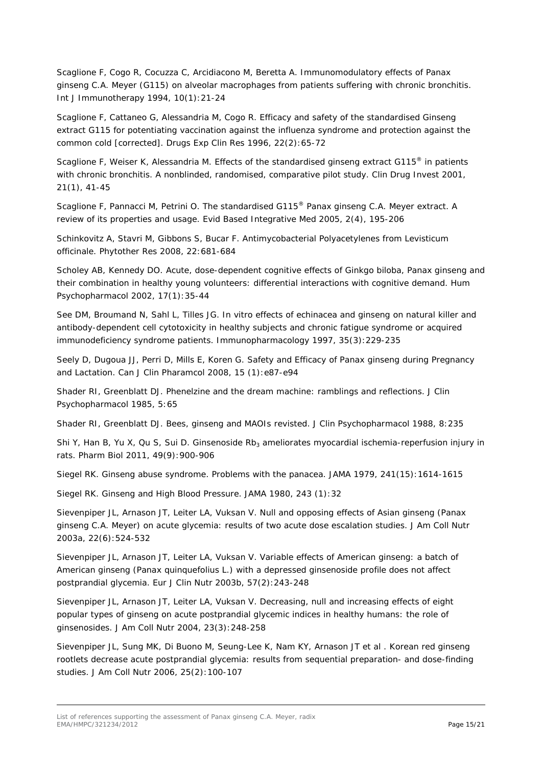Scaglione F, Cogo R, Cocuzza C, Arcidiacono M, Beretta A. Immunomodulatory effects of Panax ginseng C.A. Meyer (G115) on alveolar macrophages from patients suffering with chronic bronchitis. Int J Immunotherapy 1994, 10(1):21-24

Scaglione F, Cattaneo G, Alessandria M, Cogo R. Efficacy and safety of the standardised Ginseng extract G115 for potentiating vaccination against the influenza syndrome and protection against the common cold [corrected]. Drugs Exp Clin Res 1996, 22(2):65-72

Scaglione F, Weiser K, Alessandria M. Effects of the standardised ginseng extract G115® in patients with chronic bronchitis. A nonblinded, randomised, comparative pilot study. Clin Drug Invest 2001, 21(1), 41-45

Scaglione F, Pannacci M, Petrini O. The standardised G115® Panax ginseng C.A. Meyer extract. A review of its properties and usage. Evid Based Integrative Med 2005, 2(4), 195-206

Schinkovitz A, Stavri M, Gibbons S, Bucar F. Antimycobacterial Polyacetylenes from Levisticum officinale. Phytother Res 2008, 22:681-684

Scholey AB, Kennedy DO. Acute, dose-dependent cognitive effects of Ginkgo biloba, Panax ginseng and their combination in healthy young volunteers: differential interactions with cognitive demand. Hum Psychopharmacol 2002, 17(1):35-44

See DM, Broumand N, Sahl L, Tilles JG. In vitro effects of echinacea and ginseng on natural killer and antibody-dependent cell cytotoxicity in healthy subjects and chronic fatigue syndrome or acquired immunodeficiency syndrome patients. Immunopharmacology 1997, 35(3):229-235

Seely D, Dugoua JJ, Perri D, Mills E, Koren G. Safety and Efficacy of Panax ginseng during Pregnancy and Lactation. Can J Clin Pharamcol 2008, 15 (1):e87-e94

Shader RI, Greenblatt DJ. Phenelzine and the dream machine: ramblings and reflections. J Clin Psychopharmacol 1985, 5:65

Shader RI, Greenblatt DJ. Bees, ginseng and MAOIs revisted. J Clin Psychopharmacol 1988, 8:235

Shi Y, Han B, Yu X, Qu S, Sui D. Ginsenoside $Rb_3$ ameliorates myocardial ischemia-reperfusion injury in rats. Pharm Biol 2011, 49(9):900-906

Siegel RK. Ginseng abuse syndrome. Problems with the panacea. JAMA 1979, 241(15):1614-1615

Siegel RK. Ginseng and High Blood Pressure. JAMA 1980, 243 (1):32

Sievenpiper JL, Arnason JT, Leiter LA, Vuksan V. Null and opposing effects of Asian ginseng (Panax ginseng C.A. Meyer) on acute glycemia: results of two acute dose escalation studies. J Am Coll Nutr 2003a, 22(6):524-532

Sievenpiper JL, Arnason JT, Leiter LA, Vuksan V. Variable effects of American ginseng: a batch of American ginseng (Panax quinquefolius L.) with a depressed ginsenoside profile does not affect postprandial glycemia. Eur J Clin Nutr 2003b, 57(2):243-248

Sievenpiper JL, Arnason JT, Leiter LA, Vuksan V. Decreasing, null and increasing effects of eight popular types of ginseng on acute postprandial glycemic indices in healthy humans: the role of ginsenosides. J Am Coll Nutr 2004, 23(3):248-258

Sievenpiper JL, Sung MK, Di Buono M, Seung-Lee K, Nam KY, Arnason JT et al . Korean red ginseng rootlets decrease acute postprandial glycemia: results from sequential preparation- and dose-finding studies. J Am Coll Nutr 2006, 25(2):100-107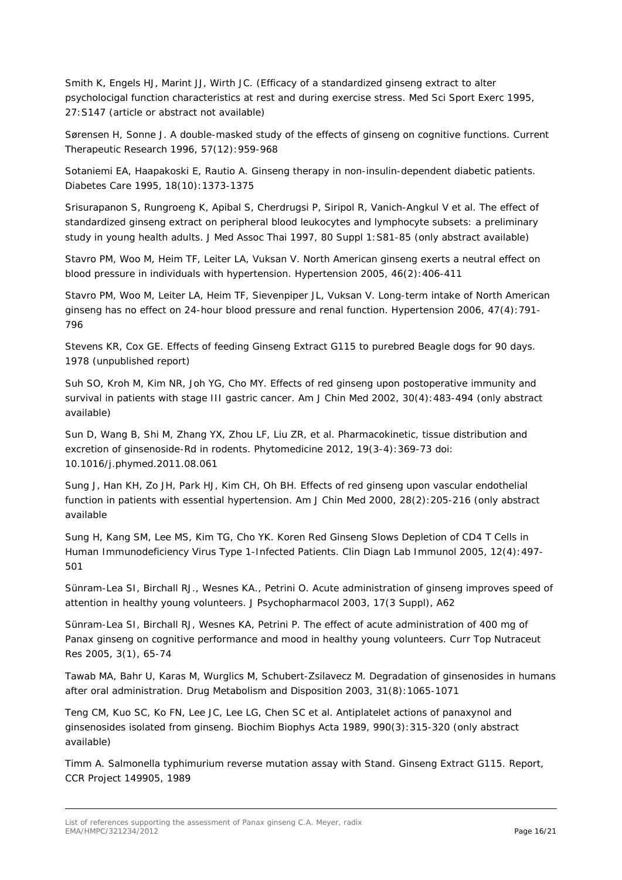Smith K, Engels HJ, Marint JJ, Wirth JC. (Efficacy of a standardized ginseng extract to alter psycholocigal function characteristics at rest and during exercise stress. Med Sci Sport Exerc 1995, 27:S147 (article or abstract not available)

Sørensen H, Sonne J. A double-masked study of the effects of ginseng on cognitive functions. Current Therapeutic Research 1996, 57(12):959-968

Sotaniemi EA, Haapakoski E, Rautio A. Ginseng therapy in non-insulin-dependent diabetic patients. Diabetes Care 1995, 18(10):1373-1375

Srisurapanon S, Rungroeng K, Apibal S, Cherdrugsi P, Siripol R, Vanich-Angkul V et al. The effect of standardized ginseng extract on peripheral blood leukocytes and lymphocyte subsets: a preliminary study in young health adults. J Med Assoc Thai 1997, 80 Suppl 1:S81-85 (only abstract available)

Stavro PM, Woo M, Heim TF, Leiter LA, Vuksan V. North American ginseng exerts a neutral effect on blood pressure in individuals with hypertension. Hypertension 2005, 46(2):406-411

Stavro PM, Woo M, Leiter LA, Heim TF, Sievenpiper JL, Vuksan V. Long-term intake of North American ginseng has no effect on 24-hour blood pressure and renal function. Hypertension 2006, 47(4):791-796

Stevens KR, Cox GE. Effects of feeding Ginseng Extract G115 to purebred Beagle dogs for 90 days. 1978 (unpublished report)

Suh SO, Kroh M, Kim NR, Joh YG, Cho MY. Effects of red ginseng upon postoperative immunity and survival in patients with stage III gastric cancer. Am J Chin Med 2002, 30(4):483-494 (only abstract available)

Sun D, Wang B, Shi M, Zhang YX, Zhou LF, Liu ZR, et al. Pharmacokinetic, tissue distribution and excretion of ginsenoside-Rd in rodents. Phytomedicine 2012, 19(3-4):369-73 doi: 10.1016/j.phymed.2011.08.061

Sung J, Han KH, Zo JH, Park HJ, Kim CH, Oh BH. Effects of red ginseng upon vascular endothelial function in patients with essential hypertension. Am J Chin Med 2000, 28(2):205-216 (only abstract available

Sung H, Kang SM, Lee MS, Kim TG, Cho YK. Koren Red Ginseng Slows Depletion of CD4 T Cells in Human Immunodeficiency Virus Type 1-Infected Patients. Clin Diagn Lab Immunol 2005, 12(4):497-501

Sünram-Lea SI, Birchall RJ., Wesnes KA., Petrini O. Acute administration of ginseng improves speed of attention in healthy young volunteers. J Psychopharmacol 2003, 17(3 Suppl), A62

Sünram-Lea SI, Birchall RJ, Wesnes KA, Petrini P. The effect of acute administration of 400 mg of Panax ginseng on cognitive performance and mood in healthy young volunteers. Curr Top Nutraceut Res 2005, 3(1), 65-74

Tawab MA, Bahr U, Karas M, Wurglics M, Schubert-Zsilavecz M. Degradation of ginsenosides in humans after oral administration. Drug Metabolism and Disposition 2003, 31(8):1065-1071

Teng CM, Kuo SC, Ko FN, Lee JC, Lee LG, Chen SC et al. Antiplatelet actions of panaxynol and ginsenosides isolated from ginseng. Biochim Biophys Acta 1989, 990(3):315-320 (only abstract available)

Timm A. Salmonella typhimurium reverse mutation assay with Stand. Ginseng Extract G115. Report, CCR Project 149905, 1989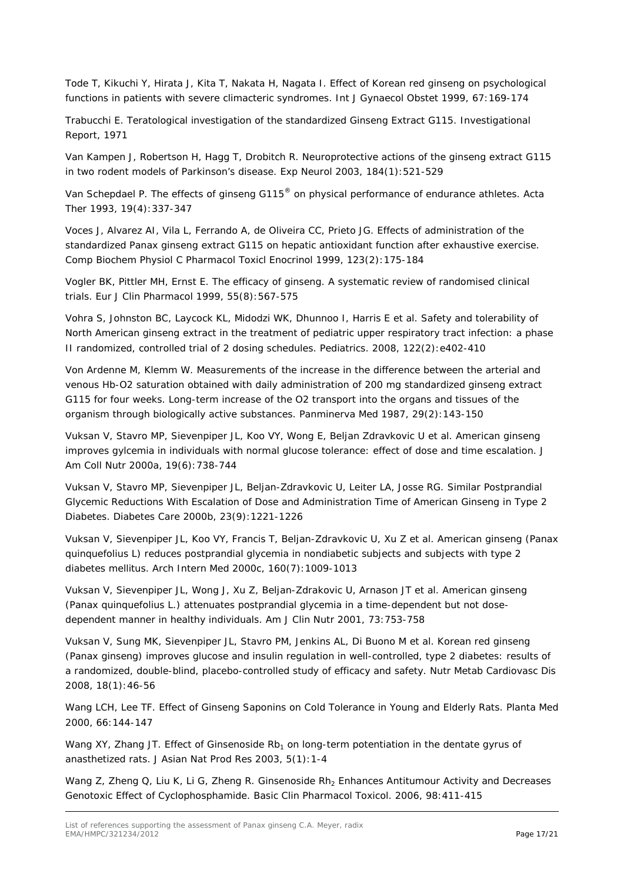Tode T, Kikuchi Y, Hirata J, Kita T, Nakata H, Nagata I. Effect of Korean red ginseng on psychological functions in patients with severe climacteric syndromes. Int J Gynaecol Obstet 1999, 67:169-174

Trabucchi E. Teratological investigation of the standardized Ginseng Extract G115. Investigational Report, 1971

Van Kampen J, Robertson H, Hagg T, Drobitch R. Neuroprotective actions of the ginseng extract G115 in two rodent models of Parkinson's disease. Exp Neurol 2003, 184(1):521-529

Van Schepdael P. The effects of ginseng G115® on physical performance of endurance athletes. Acta Ther 1993, 19(4):337-347

Voces J, Alvarez AI, Vila L, Ferrando A, de Oliveira CC, Prieto JG. Effects of administration of the standardized Panax ginseng extract G115 on hepatic antioxidant function after exhaustive exercise. Comp Biochem Physiol C Pharmacol Toxicl Enocrinol 1999, 123(2):175-184

Vogler BK, Pittler MH, Ernst E. The efficacy of ginseng. A systematic review of randomised clinical trials. Eur J Clin Pharmacol 1999, 55(8):567-575

Vohra S, Johnston BC, Laycock KL, Midodzi WK, Dhunnoo I, Harris E et al. Safety and tolerability of North American ginseng extract in the treatment of pediatric upper respiratory tract infection: a phase II randomized, controlled trial of 2 dosing schedules. Pediatrics. 2008, 122(2):e402-410

Von Ardenne M, Klemm W. Measurements of the increase in the difference between the arterial and venous Hb-O2 saturation obtained with daily administration of 200 mg standardized ginseng extract G115 for four weeks. Long-term increase of the O2 transport into the organs and tissues of the organism through biologically active substances. Panminerva Med 1987, 29(2):143-150

Vuksan V, Stavro MP, Sievenpiper JL, Koo VY, Wong E, Beljan Zdravkovic U et al. American ginseng improves gylcemia in individuals with normal glucose tolerance: effect of dose and time escalation. J Am Coll Nutr 2000a, 19(6):738-744

Vuksan V, Stavro MP, Sievenpiper JL, Beljan-Zdravkovic U, Leiter LA, Josse RG. Similar Postprandial Glycemic Reductions With Escalation of Dose and Administration Time of American Ginseng in Type 2 Diabetes. Diabetes Care 2000b, 23(9):1221-1226

Vuksan V, Sievenpiper JL, Koo VY, Francis T, Beljan-Zdravkovic U, Xu Z et al. American ginseng (Panax quinquefolius L) reduces postprandial glycemia in nondiabetic subjects and subjects with type 2 diabetes mellitus. Arch Intern Med 2000c, 160(7):1009-1013

Vuksan V, Sievenpiper JL, Wong J, Xu Z, Beljan-Zdrakovic U, Arnason JT et al. American ginseng (Panax quinquefolius L.) attenuates postprandial glycemia in a time-dependent but not dose-dependent manner in healthy individuals. Am J Clin Nutr 2001, 73:753-758

Vuksan V, Sung MK, Sievenpiper JL, Stavro PM, Jenkins AL, Di Buono M et al. Korean red ginseng (Panax ginseng) improves glucose and insulin regulation in well-controlled, type 2 diabetes: results of a randomized, double-blind, placebo-controlled study of efficacy and safety. Nutr Metab Cardiovasc Dis 2008, 18(1):46-56

Wang LCH, Lee TF. Effect of Ginseng Saponins on Cold Tolerance in Young and Elderly Rats. Planta Med 2000, 66:144-147

Wang XY, Zhang JT. Effect of Ginsenoside $Rb_1$ on long-term potentiation in the dentate gyrus of anasthetized rats. J Asian Nat Prod Res 2003, 5(1):1-4

Wang Z, Zheng Q, Liu K, Li G, Zheng R. Ginsenoside $Rh_2$ Enhances Antitumour Activity and Decreases Genotoxic Effect of Cyclophosphamide. Basic Clin Pharmacol Toxicol. 2006, 98:411-415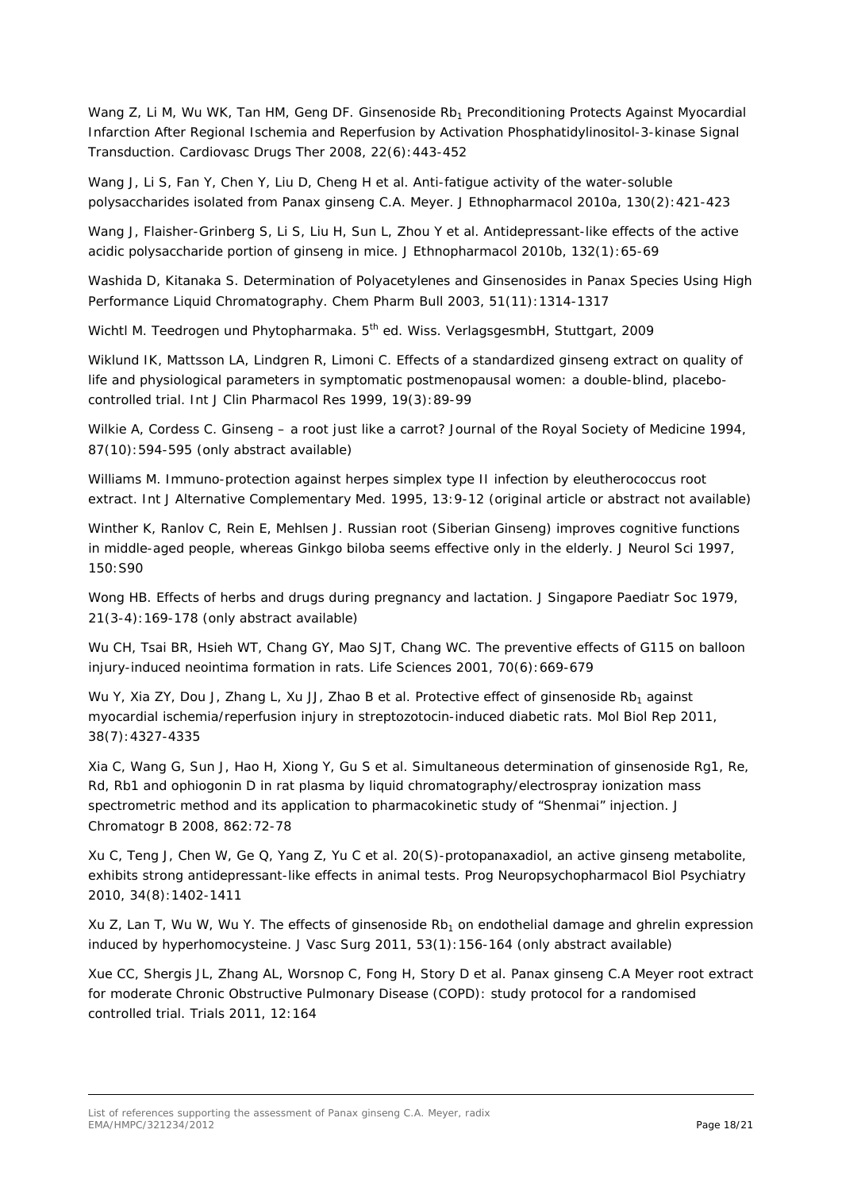Wang Z, Li M, Wu WK, Tan HM, Geng DF. Ginsenoside $Rb_1$ Preconditioning Protects Against Myocardial Infarction After Regional Ischemia and Reperfusion by Activation Phosphatidylinositol-3-kinase Signal Transduction. Cardiovasc Drugs Ther 2008, 22(6):443-452

Wang J, Li S, Fan Y, Chen Y, Liu D, Cheng H et al. Anti-fatigue activity of the water-soluble polysaccharides isolated from Panax ginseng C.A. Meyer. J Ethnopharmacol 2010a, 130(2):421-423

Wang J, Flaisher-Grinberg S, Li S, Liu H, Sun L, Zhou Y et al. Antidepressant-like effects of the active acidic polysaccharide portion of ginseng in mice. J Ethnopharmacol 2010b, 132(1):65-69

Washida D, Kitanaka S. Determination of Polyacetylenes and Ginsenosides in Panax Species Using High Performance Liquid Chromatography. Chem Pharm Bull 2003, 51(11):1314-1317

Wichtl M. Teedrogen und Phytopharmaka. 5th ed. Wiss. VerlagsgesmbH, Stuttgart, 2009

Wiklund IK, Mattsson LA, Lindgren R, Limoni C. Effects of a standardized ginseng extract on quality of life and physiological parameters in symptomatic postmenopausal women: a double-blind, placebo-controlled trial. Int J Clin Pharmacol Res 1999, 19(3):89-99

Wilkie A, Cordess C. Ginseng – a root just like a carrot? Journal of the Royal Society of Medicine 1994, 87(10):594-595 (only abstract available)

Williams M. Immuno-protection against herpes simplex type II infection by eleutherococcus root extract. Int J Alternative Complementary Med. 1995, 13:9-12 (original article or abstract not available)

Winther K, Ranlov C, Rein E, Mehlsen J. Russian root (Siberian Ginseng) improves cognitive functions in middle-aged people, whereas Ginkgo biloba seems effective only in the elderly. J Neurol Sci 1997, 150:S90

Wong HB. Effects of herbs and drugs during pregnancy and lactation. J Singapore Paediatr Soc 1979, 21(3-4):169-178 (only abstract available)

Wu CH, Tsai BR, Hsieh WT, Chang GY, Mao SJT, Chang WC. The preventive effects of G115 on balloon injury-induced neointima formation in rats. Life Sciences 2001, 70(6):669-679

Wu Y, Xia ZY, Dou J, Zhang L, Xu JJ, Zhao B et al. Protective effect of ginsenoside $Rb_1$ against myocardial ischemia/reperfusion injury in streptozotocin-induced diabetic rats. Mol Biol Rep 2011, 38(7):4327-4335

Xia C, Wang G, Sun J, Hao H, Xiong Y, Gu S et al. Simultaneous determination of ginsenoside Rg1, Re, Rd, Rb1 and ophiogonin D in rat plasma by liquid chromatography/electrospray ionization mass spectrometric method and its application to pharmacokinetic study of "Shenmai" injection. J Chromatogr B 2008, 862:72-78

Xu C, Teng J, Chen W, Ge Q, Yang Z, Yu C et al. 20(S)-protopanaxadiol, an active ginseng metabolite, exhibits strong antidepressant-like effects in animal tests. Prog Neuropsychopharmacol Biol Psychiatry 2010, 34(8):1402-1411

Xu Z, Lan T, Wu W, Wu Y. The effects of ginsenoside $Rb_1$ on endothelial damage and ghrelin expression induced by hyperhomocysteine. J Vasc Surg 2011, 53(1):156-164 (only abstract available)

Xue CC, Shergis JL, Zhang AL, Worsnop C, Fong H, Story D et al. Panax ginseng C.A Meyer root extract for moderate Chronic Obstructive Pulmonary Disease (COPD): study protocol for a randomised controlled trial. Trials 2011, 12:164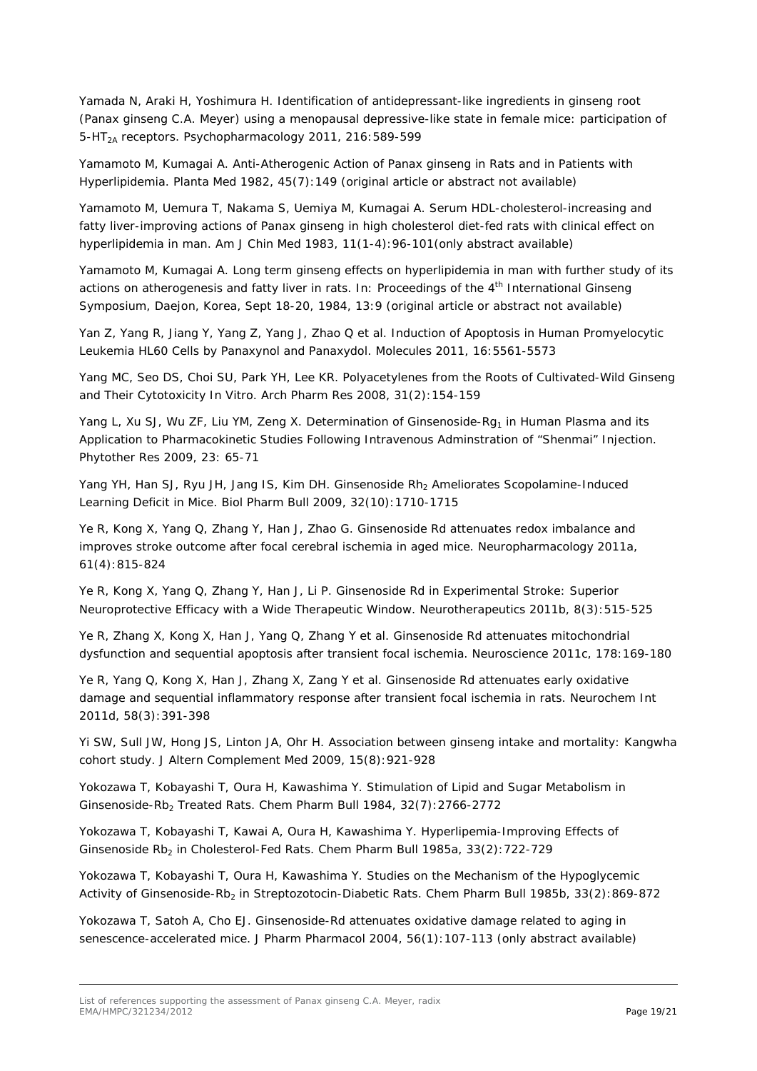Yamada N, Araki H, Yoshimura H. Identification of antidepressant-like ingredients in ginseng root (Panax ginseng C.A. Meyer) using a menopausal depressive-like state in female mice: participation of 5-$HT_{2A}$ receptors. Psychopharmacology 2011, 216:589-599

Yamamoto M, Kumagai A. Anti-Atherogenic Action of Panax ginseng in Rats and in Patients with Hyperlipidemia. Planta Med 1982, 45(7):149 (original article or abstract not available)

Yamamoto M, Uemura T, Nakama S, Uemiya M, Kumagai A. Serum HDL-cholesterol-increasing and fatty liver-improving actions of Panax ginseng in high cholesterol diet-fed rats with clinical effect on hyperlipidemia in man. Am J Chin Med 1983, 11(1-4):96-101(only abstract available)

Yamamoto M, Kumagai A. Long term ginseng effects on hyperlipidemia in man with further study of its actions on atherogenesis and fatty liver in rats. In: Proceedings of the 4th International Ginseng Symposium, Daejon, Korea, Sept 18-20, 1984, 13:9 (original article or abstract not available)

Yan Z, Yang R, Jiang Y, Yang Z, Yang J, Zhao Q et al. Induction of Apoptosis in Human Promyelocytic Leukemia HL60 Cells by Panaxynol and Panaxydol. Molecules 2011, 16:5561-5573

Yang MC, Seo DS, Choi SU, Park YH, Lee KR. Polyacetylenes from the Roots of Cultivated-Wild Ginseng and Their Cytotoxicity In Vitro. Arch Pharm Res 2008, 31(2):154-159

Yang L, Xu SJ, Wu ZF, Liu YM, Zeng X. Determination of Ginsenoside-$Rg_1$ in Human Plasma and its Application to Pharmacokinetic Studies Following Intravenous Adminstration of "Shenmai" Injection. Phytother Res 2009, 23: 65-71

Yang YH, Han SJ, Ryu JH, Jang IS, Kim DH. Ginsenoside $Rh_2$ Ameliorates Scopolamine-Induced Learning Deficit in Mice. Biol Pharm Bull 2009, 32(10):1710-1715

Ye R, Kong X, Yang Q, Zhang Y, Han J, Zhao G. Ginsenoside Rd attenuates redox imbalance and improves stroke outcome after focal cerebral ischemia in aged mice. Neuropharmacology 2011a, 61(4):815-824

Ye R, Kong X, Yang Q, Zhang Y, Han J, Li P. Ginsenoside Rd in Experimental Stroke: Superior Neuroprotective Efficacy with a Wide Therapeutic Window. Neurotherapeutics 2011b, 8(3):515-525

Ye R, Zhang X, Kong X, Han J, Yang Q, Zhang Y et al. Ginsenoside Rd attenuates mitochondrial dysfunction and sequential apoptosis after transient focal ischemia. Neuroscience 2011c, 178:169-180

Ye R, Yang Q, Kong X, Han J, Zhang X, Zang Y et al. Ginsenoside Rd attenuates early oxidative damage and sequential inflammatory response after transient focal ischemia in rats. Neurochem Int 2011d, 58(3):391-398

Yi SW, Sull JW, Hong JS, Linton JA, Ohr H. Association between ginseng intake and mortality: Kangwha cohort study. J Altern Complement Med 2009, 15(8):921-928

Yokozawa T, Kobayashi T, Oura H, Kawashima Y. Stimulation of Lipid and Sugar Metabolism in Ginsenoside-$Rb_2$ Treated Rats. Chem Pharm Bull 1984, 32(7):2766-2772

Yokozawa T, Kobayashi T, Kawai A, Oura H, Kawashima Y. Hyperlipemia-Improving Effects of Ginsenoside $Rb_2$ in Cholesterol-Fed Rats. Chem Pharm Bull 1985a, 33(2):722-729

Yokozawa T, Kobayashi T, Oura H, Kawashima Y. Studies on the Mechanism of the Hypoglycemic Activity of Ginsenoside-$Rb_2$ in Streptozotocin-Diabetic Rats. Chem Pharm Bull 1985b, 33(2):869-872

Yokozawa T, Satoh A, Cho EJ. Ginsenoside-Rd attenuates oxidative damage related to aging in senescence-accelerated mice. J Pharm Pharmacol 2004, 56(1):107-113 (only abstract available)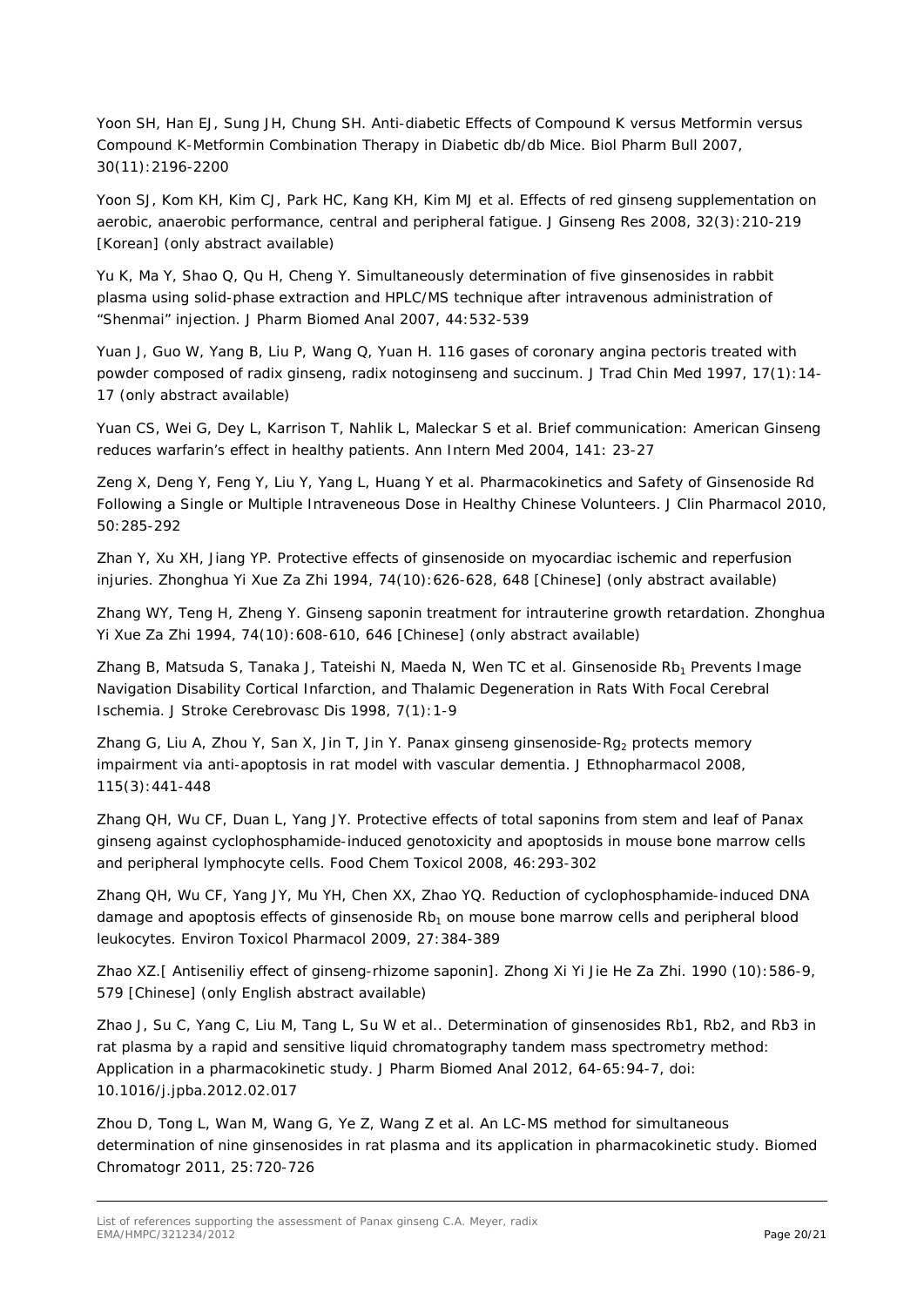Yoon SH, Han EJ, Sung JH, Chung SH. Anti-diabetic Effects of Compound K versus Metformin versus Compound K-Metformin Combination Therapy in Diabetic db/db Mice. Biol Pharm Bull 2007, 30(11):2196-2200

Yoon SJ, Kom KH, Kim CJ, Park HC, Kang KH, Kim MJ et al. Effects of red ginseng supplementation on aerobic, anaerobic performance, central and peripheral fatigue. J Ginseng Res 2008, 32(3):210-219 [Korean] (only abstract available)

Yu K, Ma Y, Shao Q, Qu H, Cheng Y. Simultaneously determination of five ginsenosides in rabbit plasma using solid-phase extraction and HPLC/MS technique after intravenous administration of "Shenmai" injection. J Pharm Biomed Anal 2007, 44:532-539

Yuan J, Guo W, Yang B, Liu P, Wang Q, Yuan H. 116 gases of coronary angina pectoris treated with powder composed of radix ginseng, radix notoginseng and succinum. J Trad Chin Med 1997, 17(1):14-17 (only abstract available)

Yuan CS, Wei G, Dey L, Karrison T, Nahlik L, Maleckar S et al. Brief communication: American Ginseng reduces warfarin's effect in healthy patients. Ann Intern Med 2004, 141: 23-27

Zeng X, Deng Y, Feng Y, Liu Y, Yang L, Huang Y et al. Pharmacokinetics and Safety of Ginsenoside Rd Following a Single or Multiple Intraveneous Dose in Healthy Chinese Volunteers. J Clin Pharmacol 2010, 50:285-292

Zhan Y, Xu XH, Jiang YP. Protective effects of ginsenoside on myocardiac ischemic and reperfusion injuries. Zhonghua Yi Xue Za Zhi 1994, 74(10):626-628, 648 [Chinese] (only abstract available)

Zhang WY, Teng H, Zheng Y. Ginseng saponin treatment for intrauterine growth retardation. Zhonghua Yi Xue Za Zhi 1994, 74(10):608-610, 646 [Chinese] (only abstract available)

Zhang B, Matsuda S, Tanaka J, Tateishi N, Maeda N, Wen TC et al. Ginsenoside $Rb_1$ Prevents Image Navigation Disability Cortical Infarction, and Thalamic Degeneration in Rats With Focal Cerebral Ischemia. J Stroke Cerebrovasc Dis 1998, 7(1):1-9

Zhang G, Liu A, Zhou Y, San X, Jin T, Jin Y. Panax ginseng ginsenoside-$Rg_2$ protects memory impairment via anti-apoptosis in rat model with vascular dementia. J Ethnopharmacol 2008, 115(3):441-448

Zhang QH, Wu CF, Duan L, Yang JY. Protective effects of total saponins from stem and leaf of Panax ginseng against cyclophosphamide-induced genotoxicity and apoptosids in mouse bone marrow cells and peripheral lymphocyte cells. Food Chem Toxicol 2008, 46:293-302

Zhang QH, Wu CF, Yang JY, Mu YH, Chen XX, Zhao YQ. Reduction of cyclophosphamide-induced DNA damage and apoptosis effects of ginsenoside $Rb_1$ on mouse bone marrow cells and peripheral blood leukocytes. Environ Toxicol Pharmacol 2009, 27:384-389

Zhao XZ.[ Antiseniliy effect of ginseng-rhizome saponin]. Zhong Xi Yi Jie He Za Zhi. 1990 (10):586-9, 579 [Chinese] (only English abstract available)

Zhao J, Su C, Yang C, Liu M, Tang L, Su W et al.. Determination of ginsenosides Rb1, Rb2, and Rb3 in rat plasma by a rapid and sensitive liquid chromatography tandem mass spectrometry method: Application in a pharmacokinetic study. J Pharm Biomed Anal 2012, 64-65:94-7, doi: 10.1016/j.jpba.2012.02.017

Zhou D, Tong L, Wan M, Wang G, Ye Z, Wang Z et al. An LC-MS method for simultaneous determination of nine ginsenosides in rat plasma and its application in pharmacokinetic study. Biomed Chromatogr 2011, 25:720-726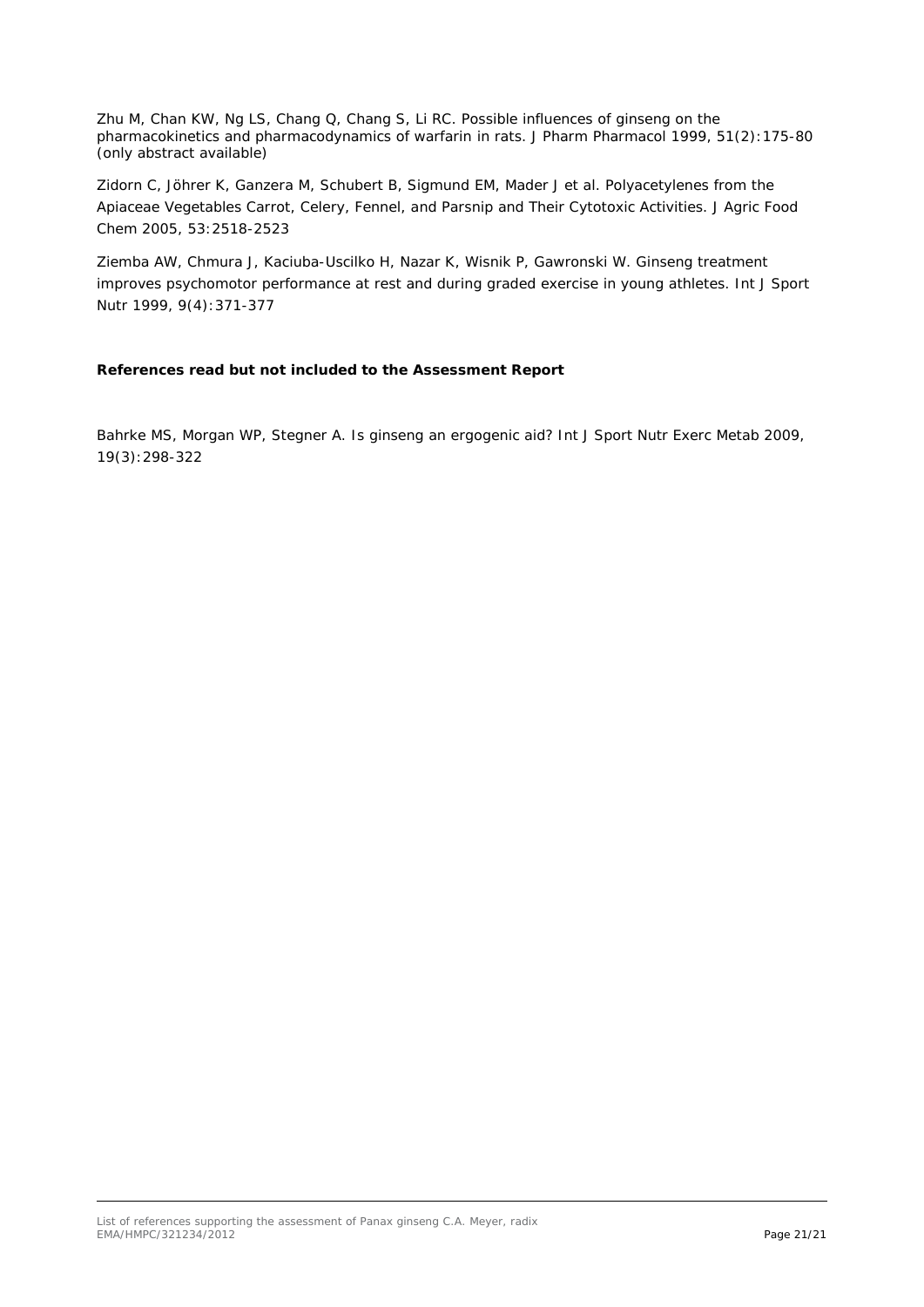Zhu M, Chan KW, Ng LS, Chang Q, Chang S, Li RC. Possible influences of ginseng on the pharmacokinetics and pharmacodynamics of warfarin in rats. J Pharm Pharmacol 1999, 51(2):175-80 (only abstract available)

Zidorn C, Jöhrer K, Ganzera M, Schubert B, Sigmund EM, Mader J et al. Polyacetylenes from the Apiaceae Vegetables Carrot, Celery, Fennel, and Parsnip and Their Cytotoxic Activities. J Agric Food Chem 2005, 53:2518-2523

Ziemba AW, Chmura J, Kaciuba-Uscilko H, Nazar K, Wisnik P, Gawronski W. Ginseng treatment improves psychomotor performance at rest and during graded exercise in young athletes. Int J Sport Nutr 1999, 9(4):371-377

**References read but not included to the Assessment Report**

Bahrke MS, Morgan WP, Stegner A. Is ginseng an ergogenic aid? Int J Sport Nutr Exerc Metab 2009, 19(3):298-322